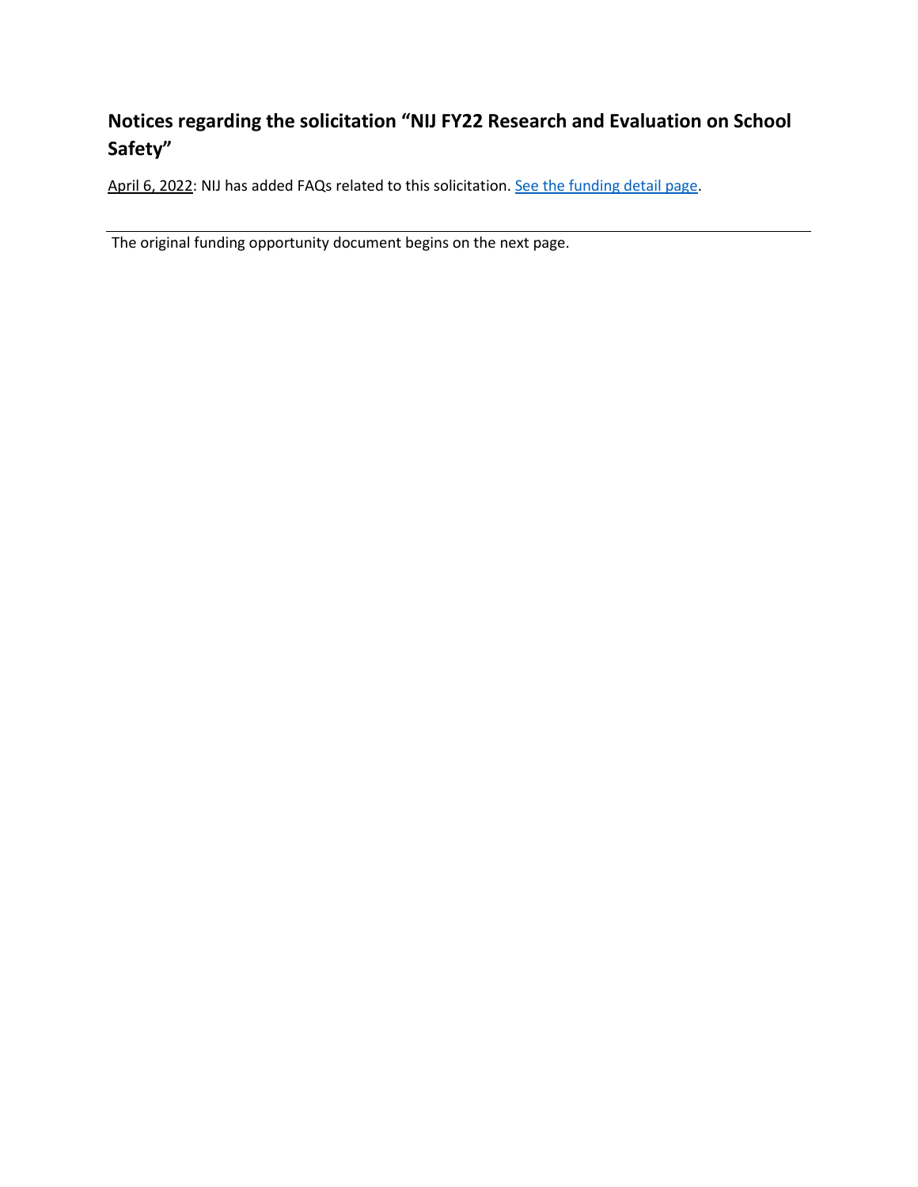## Notices regarding the solicitation "NIJ FY22 Research and Evaluation on School Safety"

April 6, 2022: NIJ has added FAQs related to this solicitation. [See the funding detail page](#).

---

The original funding opportunity document begins on the next page.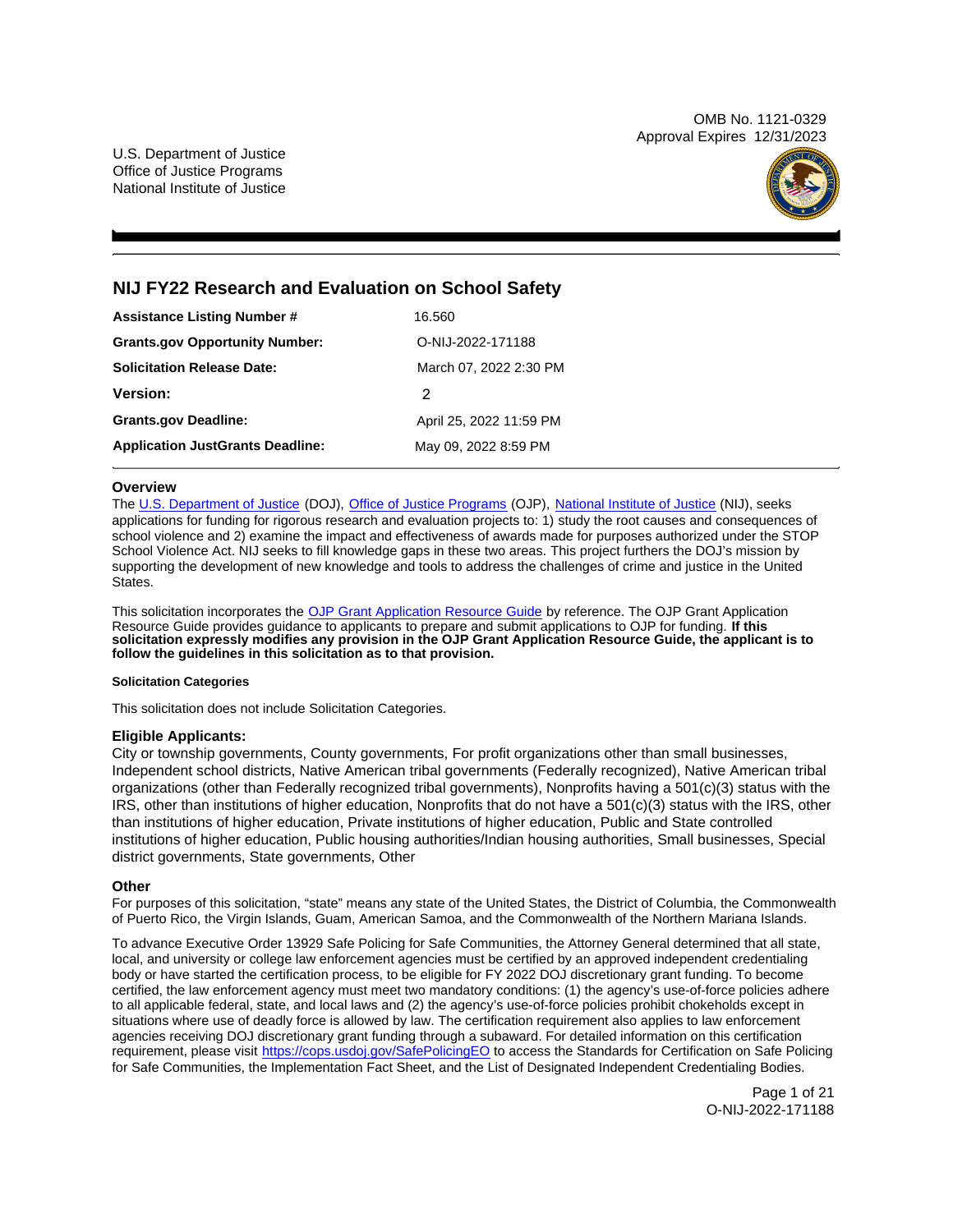U.S. Department of Justice
Office of Justice Programs
National Institute of Justice

OMB No. 1121-0329
Approval Expires 12/31/2023

# NIJ FY22 Research and Evaluation on School Safety

| | |
|---|---|
| **Assistance Listing Number #** | 16.560 |
| **Grants.gov Opportunity Number:** | O-NIJ-2022-171188 |
| **Solicitation Release Date:** | March 07, 2022 2:30 PM |
| **Version:** | 2 |
| **Grants.gov Deadline:** | April 25, 2022 11:59 PM |
| **Application JustGrants Deadline:** | May 09, 2022 8:59 PM |

## Overview

The U.S. Department of Justice (DOJ), Office of Justice Programs (OJP), National Institute of Justice (NIJ), seeks applications for funding for rigorous research and evaluation projects to: 1) study the root causes and consequences of school violence and 2) examine the impact and effectiveness of awards made for purposes authorized under the STOP School Violence Act. NIJ seeks to fill knowledge gaps in these two areas. This project furthers the DOJ's mission by supporting the development of new knowledge and tools to address the challenges of crime and justice in the United States.

This solicitation incorporates the OJP Grant Application Resource Guide by reference. The OJP Grant Application Resource Guide provides guidance to applicants to prepare and submit applications to OJP for funding. **If this solicitation expressly modifies any provision in the OJP Grant Application Resource Guide, the applicant is to follow the guidelines in this solicitation as to that provision.**

#### Solicitation Categories

This solicitation does not include Solicitation Categories.

### Eligible Applicants:

City or township governments, County governments, For profit organizations other than small businesses, Independent school districts, Native American tribal governments (Federally recognized), Native American tribal organizations (other than Federally recognized tribal governments), Nonprofits having a 501(c)(3) status with the IRS, other than institutions of higher education, Nonprofits that do not have a 501(c)(3) status with the IRS, other than institutions of higher education, Private institutions of higher education, Public and State controlled institutions of higher education, Public housing authorities/Indian housing authorities, Small businesses, Special district governments, State governments, Other

### Other

For purposes of this solicitation, "state" means any state of the United States, the District of Columbia, the Commonwealth of Puerto Rico, the Virgin Islands, Guam, American Samoa, and the Commonwealth of the Northern Mariana Islands.

To advance Executive Order 13929 Safe Policing for Safe Communities, the Attorney General determined that all state, local, and university or college law enforcement agencies must be certified by an approved independent credentialing body or have started the certification process, to be eligible for FY 2022 DOJ discretionary grant funding. To become certified, the law enforcement agency must meet two mandatory conditions: (1) the agency's use-of-force policies adhere to all applicable federal, state, and local laws and (2) the agency's use-of-force policies prohibit chokeholds except in situations where use of deadly force is allowed by law. The certification requirement also applies to law enforcement agencies receiving DOJ discretionary grant funding through a subaward. For detailed information on this certification requirement, please visit https://cops.usdoj.gov/SafePolicingEO to access the Standards for Certification on Safe Policing for Safe Communities, the Implementation Fact Sheet, and the List of Designated Independent Credentialing Bodies.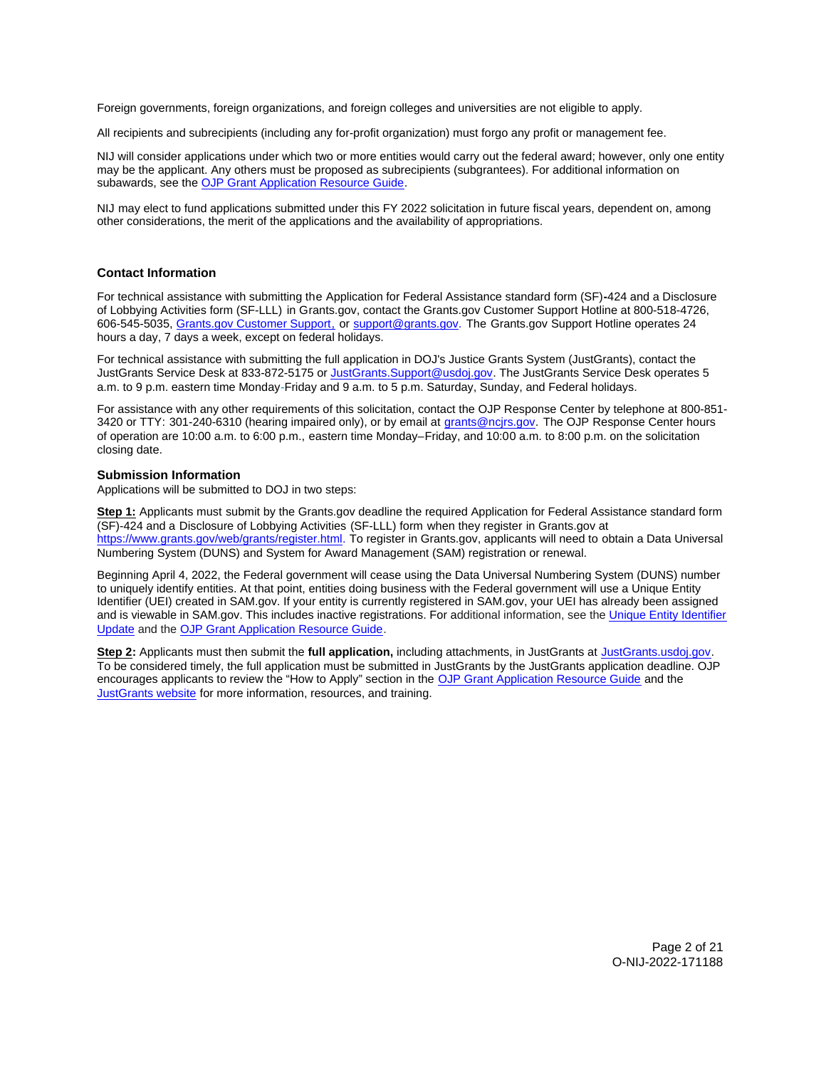Foreign governments, foreign organizations, and foreign colleges and universities are not eligible to apply.

All recipients and subrecipients (including any for-profit organization) must forgo any profit or management fee.

NIJ will consider applications under which two or more entities would carry out the federal award; however, only one entity may be the applicant. Any others must be proposed as subrecipients (subgrantees). For additional information on subawards, see the [OJP Grant Application Resource Guide](#).

NIJ may elect to fund applications submitted under this FY 2022 solicitation in future fiscal years, dependent on, among other considerations, the merit of the applications and the availability of appropriations.

### Contact Information

For technical assistance with submitting the Application for Federal Assistance standard form (SF)-424 and a Disclosure of Lobbying Activities form (SF-LLL) in Grants.gov, contact the Grants.gov Customer Support Hotline at 800-518-4726, 606-545-5035, [Grants.gov Customer Support,](#) or [support@grants.gov](mailto:support@grants.gov). The Grants.gov Support Hotline operates 24 hours a day, 7 days a week, except on federal holidays.

For technical assistance with submitting the full application in DOJ's Justice Grants System (JustGrants), contact the JustGrants Service Desk at 833-872-5175 or [JustGrants.Support@usdoj.gov](mailto:JustGrants.Support@usdoj.gov). The JustGrants Service Desk operates 5 a.m. to 9 p.m. eastern time Monday-Friday and 9 a.m. to 5 p.m. Saturday, Sunday, and Federal holidays.

For assistance with any other requirements of this solicitation, contact the OJP Response Center by telephone at 800-851-3420 or TTY: 301-240-6310 (hearing impaired only), or by email at [grants@ncjrs.gov](mailto:grants@ncjrs.gov). The OJP Response Center hours of operation are 10:00 a.m. to 6:00 p.m., eastern time Monday–Friday, and 10:00 a.m. to 8:00 p.m. on the solicitation closing date.

### Submission Information

Applications will be submitted to DOJ in two steps:

**Step 1:** Applicants must submit by the Grants.gov deadline the required Application for Federal Assistance standard form (SF)-424 and a Disclosure of Lobbying Activities (SF-LLL) form when they register in Grants.gov at [https://www.grants.gov/web/grants/register.html](https://www.grants.gov/web/grants/register.html). To register in Grants.gov, applicants will need to obtain a Data Universal Numbering System (DUNS) and System for Award Management (SAM) registration or renewal.

Beginning April 4, 2022, the Federal government will cease using the Data Universal Numbering System (DUNS) number to uniquely identify entities. At that point, entities doing business with the Federal government will use a Unique Entity Identifier (UEI) created in SAM.gov. If your entity is currently registered in SAM.gov, your UEI has already been assigned and is viewable in SAM.gov. This includes inactive registrations. For additional information, see the [Unique Entity Identifier Update](#) and the [OJP Grant Application Resource Guide](#).

**Step 2:** Applicants must then submit the **full application,** including attachments, in JustGrants at [JustGrants.usdoj.gov](#). To be considered timely, the full application must be submitted in JustGrants by the JustGrants application deadline. OJP encourages applicants to review the "How to Apply" section in the [OJP Grant Application Resource Guide](#) and the [JustGrants website](#) for more information, resources, and training.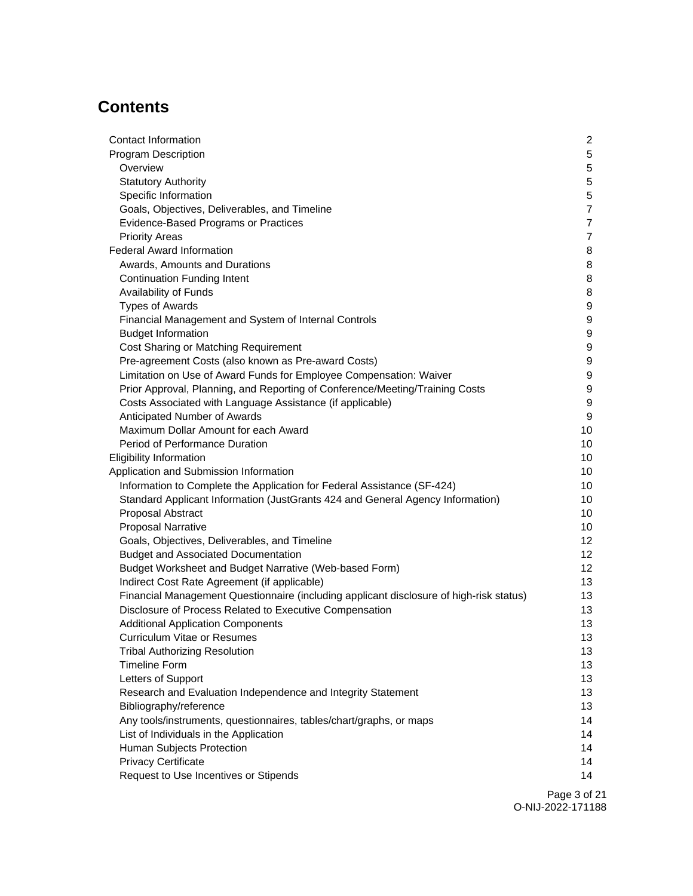# Contents

| | |
|---|---|
| Contact Information | 2 |
| Program Description | 5 |
| Overview | 5 |
| Statutory Authority | 5 |
| Specific Information | 5 |
| Goals, Objectives, Deliverables, and Timeline | 7 |
| Evidence-Based Programs or Practices | 7 |
| Priority Areas | 7 |
| Federal Award Information | 8 |
| Awards, Amounts and Durations | 8 |
| Continuation Funding Intent | 8 |
| Availability of Funds | 8 |
| Types of Awards | 9 |
| Financial Management and System of Internal Controls | 9 |
| Budget Information | 9 |
| Cost Sharing or Matching Requirement | 9 |
| Pre-agreement Costs (also known as Pre-award Costs) | 9 |
| Limitation on Use of Award Funds for Employee Compensation: Waiver | 9 |
| Prior Approval, Planning, and Reporting of Conference/Meeting/Training Costs | 9 |
| Costs Associated with Language Assistance (if applicable) | 9 |
| Anticipated Number of Awards | 9 |
| Maximum Dollar Amount for each Award | 10 |
| Period of Performance Duration | 10 |
| Eligibility Information | 10 |
| Application and Submission Information | 10 |
| Information to Complete the Application for Federal Assistance (SF-424) | 10 |
| Standard Applicant Information (JustGrants 424 and General Agency Information) | 10 |
| Proposal Abstract | 10 |
| Proposal Narrative | 10 |
| Goals, Objectives, Deliverables, and Timeline | 12 |
| Budget and Associated Documentation | 12 |
| Budget Worksheet and Budget Narrative (Web-based Form) | 12 |
| Indirect Cost Rate Agreement (if applicable) | 13 |
| Financial Management Questionnaire (including applicant disclosure of high-risk status) | 13 |
| Disclosure of Process Related to Executive Compensation | 13 |
| Additional Application Components | 13 |
| Curriculum Vitae or Resumes | 13 |
| Tribal Authorizing Resolution | 13 |
| Timeline Form | 13 |
| Letters of Support | 13 |
| Research and Evaluation Independence and Integrity Statement | 13 |
| Bibliography/reference | 13 |
| Any tools/instruments, questionnaires, tables/chart/graphs, or maps | 14 |
| List of Individuals in the Application | 14 |
| Human Subjects Protection | 14 |
| Privacy Certificate | 14 |
| Request to Use Incentives or Stipends | 14 |

O-NIJ-2022-171188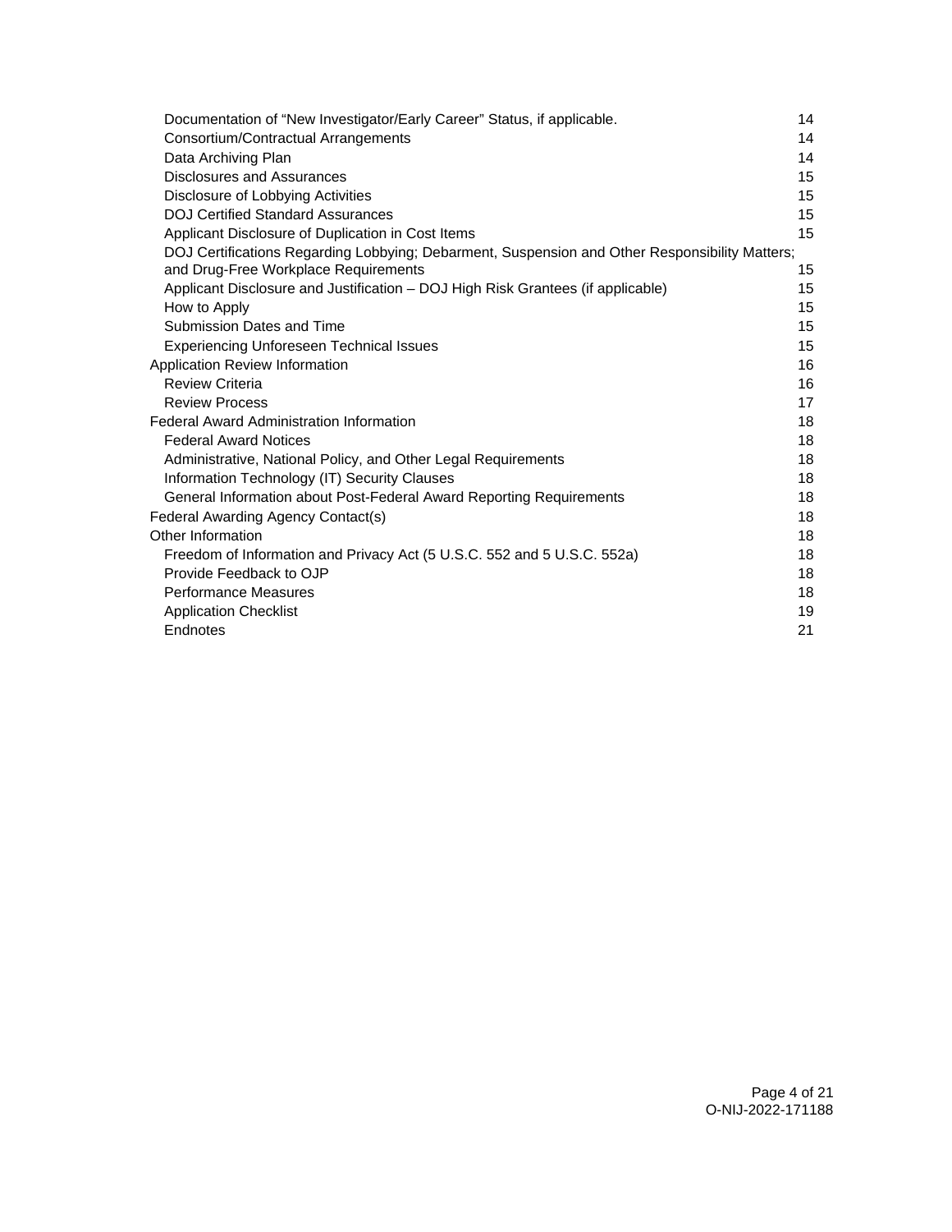| | |
|---|---|
| Documentation of "New Investigator/Early Career" Status, if applicable. | 14 |
| Consortium/Contractual Arrangements | 14 |
| Data Archiving Plan | 14 |
| Disclosures and Assurances | 15 |
| Disclosure of Lobbying Activities | 15 |
| DOJ Certified Standard Assurances | 15 |
| Applicant Disclosure of Duplication in Cost Items | 15 |
| DOJ Certifications Regarding Lobbying; Debarment, Suspension and Other Responsibility Matters; and Drug-Free Workplace Requirements | 15 |
| Applicant Disclosure and Justification – DOJ High Risk Grantees (if applicable) | 15 |
| How to Apply | 15 |
| Submission Dates and Time | 15 |
| Experiencing Unforeseen Technical Issues | 15 |
| Application Review Information | 16 |
| Review Criteria | 16 |
| Review Process | 17 |
| Federal Award Administration Information | 18 |
| Federal Award Notices | 18 |
| Administrative, National Policy, and Other Legal Requirements | 18 |
| Information Technology (IT) Security Clauses | 18 |
| General Information about Post-Federal Award Reporting Requirements | 18 |
| Federal Awarding Agency Contact(s) | 18 |
| Other Information | 18 |
| Freedom of Information and Privacy Act (5 U.S.C. 552 and 5 U.S.C. 552a) | 18 |
| Provide Feedback to OJP | 18 |
| Performance Measures | 18 |
| Application Checklist | 19 |
| Endnotes | 21 |

O-NIJ-2022-171188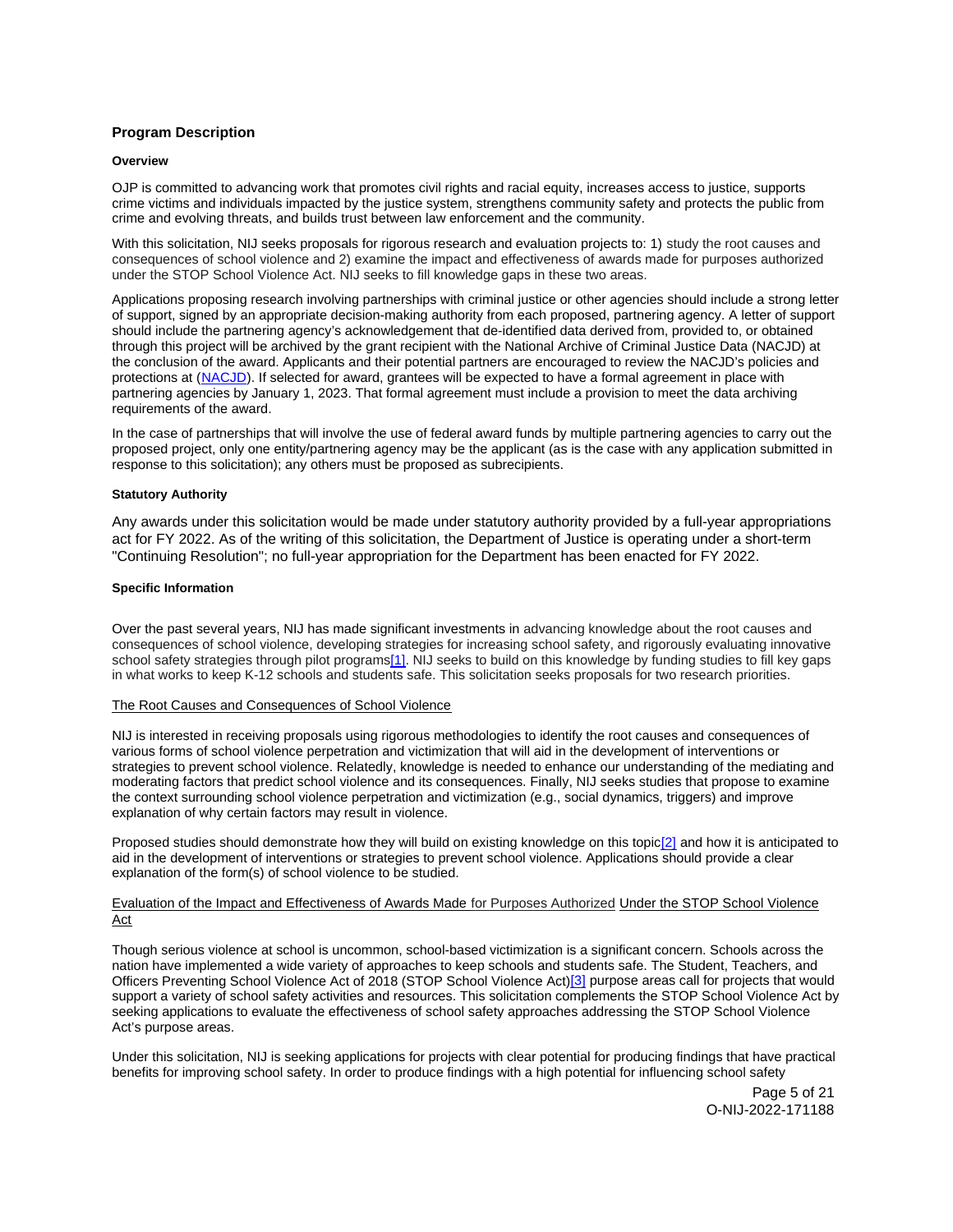## Program Description

### Overview

OJP is committed to advancing work that promotes civil rights and racial equity, increases access to justice, supports crime victims and individuals impacted by the justice system, strengthens community safety and protects the public from crime and evolving threats, and builds trust between law enforcement and the community.

With this solicitation, NIJ seeks proposals for rigorous research and evaluation projects to: 1) study the root causes and consequences of school violence and 2) examine the impact and effectiveness of awards made for purposes authorized under the STOP School Violence Act. NIJ seeks to fill knowledge gaps in these two areas.

Applications proposing research involving partnerships with criminal justice or other agencies should include a strong letter of support, signed by an appropriate decision-making authority from each proposed, partnering agency. A letter of support should include the partnering agency's acknowledgement that de-identified data derived from, provided to, or obtained through this project will be archived by the grant recipient with the National Archive of Criminal Justice Data (NACJD) at the conclusion of the award. Applicants and their potential partners are encouraged to review the NACJD's policies and protections at (NACJD). If selected for award, grantees will be expected to have a formal agreement in place with partnering agencies by January 1, 2023. That formal agreement must include a provision to meet the data archiving requirements of the award.

In the case of partnerships that will involve the use of federal award funds by multiple partnering agencies to carry out the proposed project, only one entity/partnering agency may be the applicant (as is the case with any application submitted in response to this solicitation); any others must be proposed as subrecipients.

### Statutory Authority

Any awards under this solicitation would be made under statutory authority provided by a full-year appropriations act for FY 2022. As of the writing of this solicitation, the Department of Justice is operating under a short-term "Continuing Resolution"; no full-year appropriation for the Department has been enacted for FY 2022.

### Specific Information

Over the past several years, NIJ has made significant investments in advancing knowledge about the root causes and consequences of school violence, developing strategies for increasing school safety, and rigorously evaluating innovative school safety strategies through pilot programs[1]. NIJ seeks to build on this knowledge by funding studies to fill key gaps in what works to keep K-12 schools and students safe. This solicitation seeks proposals for two research priorities.

The Root Causes and Consequences of School Violence

NIJ is interested in receiving proposals using rigorous methodologies to identify the root causes and consequences of various forms of school violence perpetration and victimization that will aid in the development of interventions or strategies to prevent school violence. Relatedly, knowledge is needed to enhance our understanding of the mediating and moderating factors that predict school violence and its consequences. Finally, NIJ seeks studies that propose to examine the context surrounding school violence perpetration and victimization (e.g., social dynamics, triggers) and improve explanation of why certain factors may result in violence.

Proposed studies should demonstrate how they will build on existing knowledge on this topic[2] and how it is anticipated to aid in the development of interventions or strategies to prevent school violence. Applications should provide a clear explanation of the form(s) of school violence to be studied.

Evaluation of the Impact and Effectiveness of Awards Made for Purposes Authorized Under the STOP School Violence Act

Though serious violence at school is uncommon, school-based victimization is a significant concern. Schools across the nation have implemented a wide variety of approaches to keep schools and students safe. The Student, Teachers, and Officers Preventing School Violence Act of 2018 (STOP School Violence Act)[3] purpose areas call for projects that would support a variety of school safety activities and resources. This solicitation complements the STOP School Violence Act by seeking applications to evaluate the effectiveness of school safety approaches addressing the STOP School Violence Act's purpose areas.

Under this solicitation, NIJ is seeking applications for projects with clear potential for producing findings that have practical benefits for improving school safety. In order to produce findings with a high potential for influencing school safety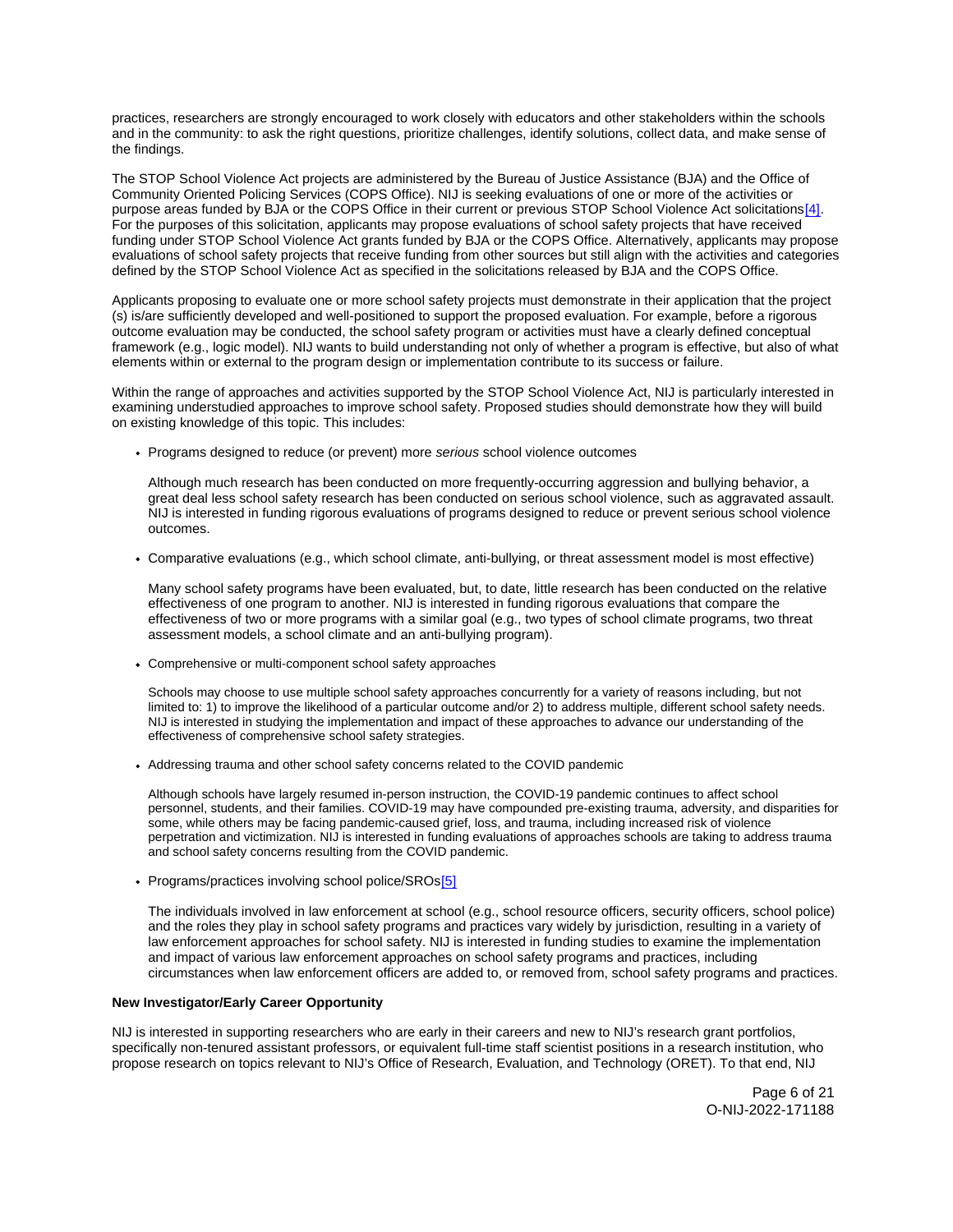practices, researchers are strongly encouraged to work closely with educators and other stakeholders within the schools and in the community: to ask the right questions, prioritize challenges, identify solutions, collect data, and make sense of the findings.

The STOP School Violence Act projects are administered by the Bureau of Justice Assistance (BJA) and the Office of Community Oriented Policing Services (COPS Office). NIJ is seeking evaluations of one or more of the activities or purpose areas funded by BJA or the COPS Office in their current or previous STOP School Violence Act solicitations[4]. For the purposes of this solicitation, applicants may propose evaluations of school safety projects that have received funding under STOP School Violence Act grants funded by BJA or the COPS Office. Alternatively, applicants may propose evaluations of school safety projects that receive funding from other sources but still align with the activities and categories defined by the STOP School Violence Act as specified in the solicitations released by BJA and the COPS Office.

Applicants proposing to evaluate one or more school safety projects must demonstrate in their application that the project (s) is/are sufficiently developed and well-positioned to support the proposed evaluation. For example, before a rigorous outcome evaluation may be conducted, the school safety program or activities must have a clearly defined conceptual framework (e.g., logic model). NIJ wants to build understanding not only of whether a program is effective, but also of what elements within or external to the program design or implementation contribute to its success or failure.

Within the range of approaches and activities supported by the STOP School Violence Act, NIJ is particularly interested in examining understudied approaches to improve school safety. Proposed studies should demonstrate how they will build on existing knowledge of this topic. This includes:

- Programs designed to reduce (or prevent) more *serious* school violence outcomes

  Although much research has been conducted on more frequently-occurring aggression and bullying behavior, a great deal less school safety research has been conducted on serious school violence, such as aggravated assault. NIJ is interested in funding rigorous evaluations of programs designed to reduce or prevent serious school violence outcomes.

- Comparative evaluations (e.g., which school climate, anti-bullying, or threat assessment model is most effective)

  Many school safety programs have been evaluated, but, to date, little research has been conducted on the relative effectiveness of one program to another. NIJ is interested in funding rigorous evaluations that compare the effectiveness of two or more programs with a similar goal (e.g., two types of school climate programs, two threat assessment models, a school climate and an anti-bullying program).

- Comprehensive or multi-component school safety approaches

  Schools may choose to use multiple school safety approaches concurrently for a variety of reasons including, but not limited to: 1) to improve the likelihood of a particular outcome and/or 2) to address multiple, different school safety needs. NIJ is interested in studying the implementation and impact of these approaches to advance our understanding of the effectiveness of comprehensive school safety strategies.

- Addressing trauma and other school safety concerns related to the COVID pandemic

  Although schools have largely resumed in-person instruction, the COVID-19 pandemic continues to affect school personnel, students, and their families. COVID-19 may have compounded pre-existing trauma, adversity, and disparities for some, while others may be facing pandemic-caused grief, loss, and trauma, including increased risk of violence perpetration and victimization. NIJ is interested in funding evaluations of approaches schools are taking to address trauma and school safety concerns resulting from the COVID pandemic.

- Programs/practices involving school police/SROs[5]

  The individuals involved in law enforcement at school (e.g., school resource officers, security officers, school police) and the roles they play in school safety programs and practices vary widely by jurisdiction, resulting in a variety of law enforcement approaches for school safety. NIJ is interested in funding studies to examine the implementation and impact of various law enforcement approaches on school safety programs and practices, including circumstances when law enforcement officers are added to, or removed from, school safety programs and practices.

**New Investigator/Early Career Opportunity**

NIJ is interested in supporting researchers who are early in their careers and new to NIJ's research grant portfolios, specifically non-tenured assistant professors, or equivalent full-time staff scientist positions in a research institution, who propose research on topics relevant to NIJ's Office of Research, Evaluation, and Technology (ORET). To that end, NIJ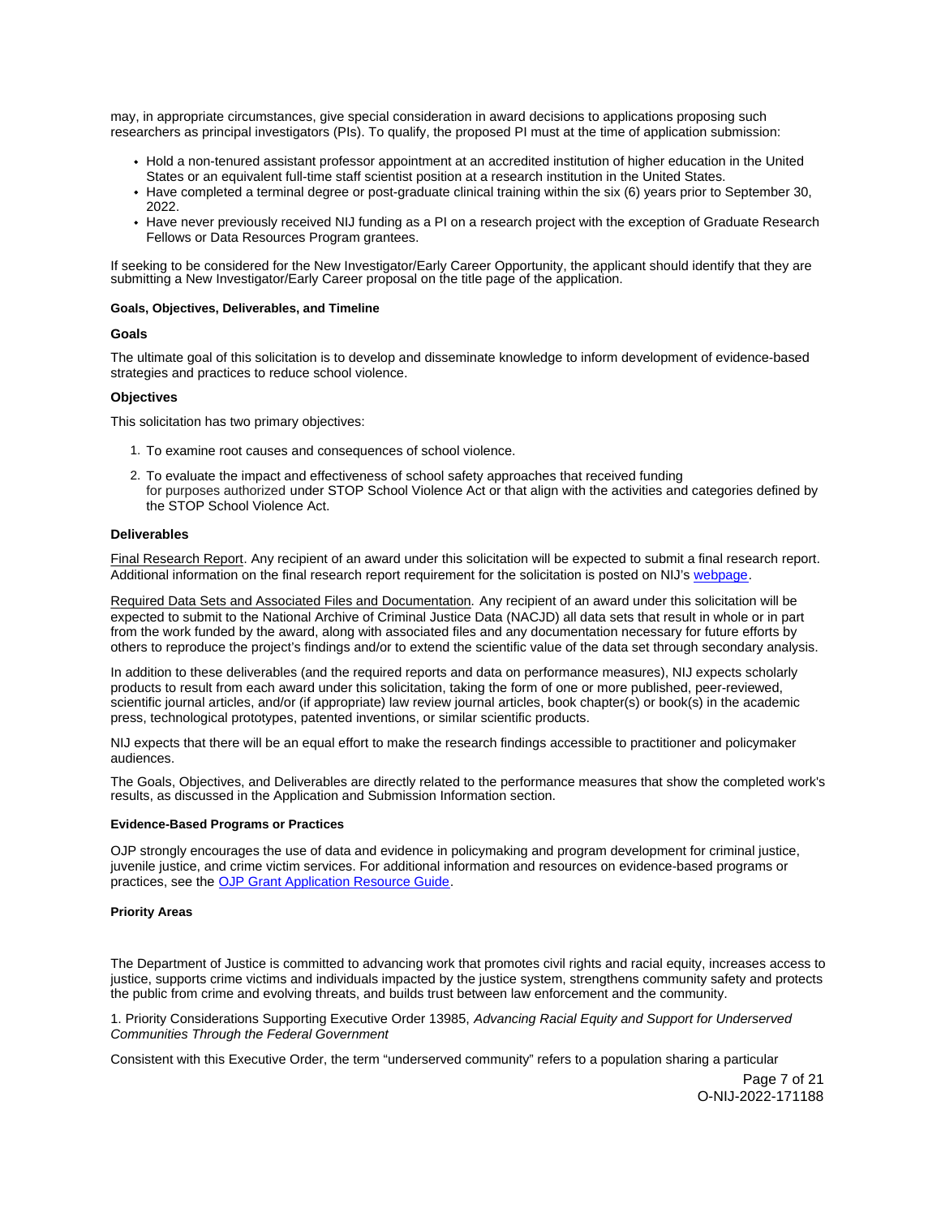may, in appropriate circumstances, give special consideration in award decisions to applications proposing such researchers as principal investigators (PIs). To qualify, the proposed PI must at the time of application submission:

- Hold a non-tenured assistant professor appointment at an accredited institution of higher education in the United States or an equivalent full-time staff scientist position at a research institution in the United States.
- Have completed a terminal degree or post-graduate clinical training within the six (6) years prior to September 30, 2022.
- Have never previously received NIJ funding as a PI on a research project with the exception of Graduate Research Fellows or Data Resources Program grantees.

If seeking to be considered for the New Investigator/Early Career Opportunity, the applicant should identify that they are submitting a New Investigator/Early Career proposal on the title page of the application.

#### Goals, Objectives, Deliverables, and Timeline

#### Goals

The ultimate goal of this solicitation is to develop and disseminate knowledge to inform development of evidence-based strategies and practices to reduce school violence.

#### Objectives

This solicitation has two primary objectives:

1. To examine root causes and consequences of school violence.
2. To evaluate the impact and effectiveness of school safety approaches that received funding for purposes authorized under STOP School Violence Act or that align with the activities and categories defined by the STOP School Violence Act.

#### Deliverables

Final Research Report. Any recipient of an award under this solicitation will be expected to submit a final research report. Additional information on the final research report requirement for the solicitation is posted on NIJ's [webpage](webpage).

Required Data Sets and Associated Files and Documentation. Any recipient of an award under this solicitation will be expected to submit to the National Archive of Criminal Justice Data (NACJD) all data sets that result in whole or in part from the work funded by the award, along with associated files and any documentation necessary for future efforts by others to reproduce the project's findings and/or to extend the scientific value of the data set through secondary analysis.

In addition to these deliverables (and the required reports and data on performance measures), NIJ expects scholarly products to result from each award under this solicitation, taking the form of one or more published, peer-reviewed, scientific journal articles, and/or (if appropriate) law review journal articles, book chapter(s) or book(s) in the academic press, technological prototypes, patented inventions, or similar scientific products.

NIJ expects that there will be an equal effort to make the research findings accessible to practitioner and policymaker audiences.

The Goals, Objectives, and Deliverables are directly related to the performance measures that show the completed work's results, as discussed in the Application and Submission Information section.

#### Evidence-Based Programs or Practices

OJP strongly encourages the use of data and evidence in policymaking and program development for criminal justice, juvenile justice, and crime victim services. For additional information and resources on evidence-based programs or practices, see the [OJP Grant Application Resource Guide](OJP Grant Application Resource Guide).

#### Priority Areas

The Department of Justice is committed to advancing work that promotes civil rights and racial equity, increases access to justice, supports crime victims and individuals impacted by the justice system, strengthens community safety and protects the public from crime and evolving threats, and builds trust between law enforcement and the community.

1. Priority Considerations Supporting Executive Order 13985, *Advancing Racial Equity and Support for Underserved Communities Through the Federal Government*

Consistent with this Executive Order, the term "underserved community" refers to a population sharing a particular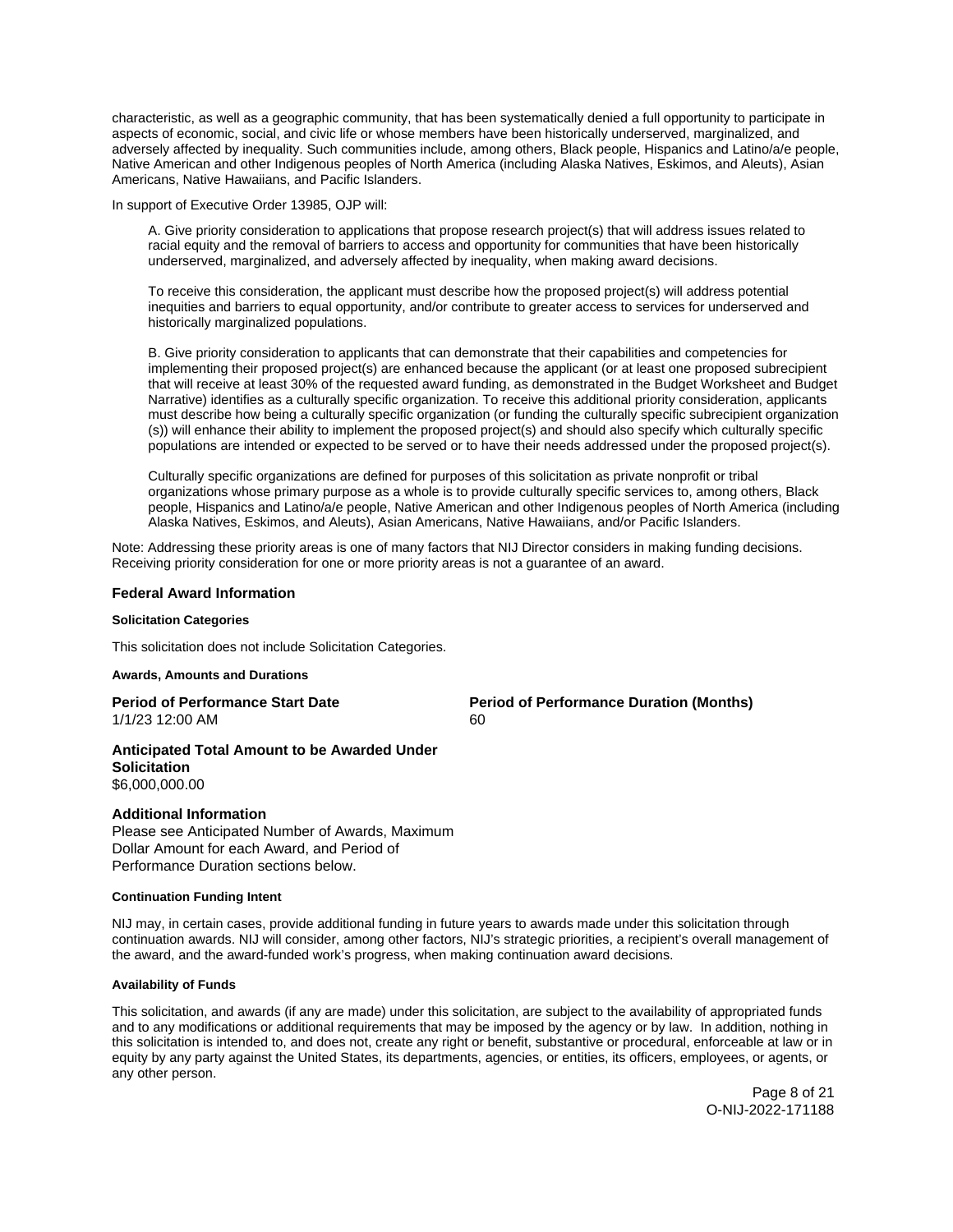characteristic, as well as a geographic community, that has been systematically denied a full opportunity to participate in aspects of economic, social, and civic life or whose members have been historically underserved, marginalized, and adversely affected by inequality. Such communities include, among others, Black people, Hispanics and Latino/a/e people, Native American and other Indigenous peoples of North America (including Alaska Natives, Eskimos, and Aleuts), Asian Americans, Native Hawaiians, and Pacific Islanders.

In support of Executive Order 13985, OJP will:

> A. Give priority consideration to applications that propose research project(s) that will address issues related to racial equity and the removal of barriers to access and opportunity for communities that have been historically underserved, marginalized, and adversely affected by inequality, when making award decisions.
>
> To receive this consideration, the applicant must describe how the proposed project(s) will address potential inequities and barriers to equal opportunity, and/or contribute to greater access to services for underserved and historically marginalized populations.
>
> B. Give priority consideration to applicants that can demonstrate that their capabilities and competencies for implementing their proposed project(s) are enhanced because the applicant (or at least one proposed subrecipient that will receive at least 30% of the requested award funding, as demonstrated in the Budget Worksheet and Budget Narrative) identifies as a culturally specific organization. To receive this additional priority consideration, applicants must describe how being a culturally specific organization (or funding the culturally specific subrecipient organization (s)) will enhance their ability to implement the proposed project(s) and should also specify which culturally specific populations are intended or expected to be served or to have their needs addressed under the proposed project(s).
>
> Culturally specific organizations are defined for purposes of this solicitation as private nonprofit or tribal organizations whose primary purpose as a whole is to provide culturally specific services to, among others, Black people, Hispanics and Latino/a/e people, Native American and other Indigenous peoples of North America (including Alaska Natives, Eskimos, and Aleuts), Asian Americans, Native Hawaiians, and/or Pacific Islanders.

Note: Addressing these priority areas is one of many factors that NIJ Director considers in making funding decisions. Receiving priority consideration for one or more priority areas is not a guarantee of an award.

## Federal Award Information

#### Solicitation Categories

This solicitation does not include Solicitation Categories.

#### Awards, Amounts and Durations

**Period of Performance Start Date**
1/1/23 12:00 AM

**Period of Performance Duration (Months)**
60

**Anticipated Total Amount to be Awarded Under Solicitation**
$6,000,000.00

### Additional Information

Please see Anticipated Number of Awards, Maximum Dollar Amount for each Award, and Period of Performance Duration sections below.

#### Continuation Funding Intent

NIJ may, in certain cases, provide additional funding in future years to awards made under this solicitation through continuation awards. NIJ will consider, among other factors, NIJ's strategic priorities, a recipient's overall management of the award, and the award-funded work's progress, when making continuation award decisions.

#### Availability of Funds

This solicitation, and awards (if any are made) under this solicitation, are subject to the availability of appropriated funds and to any modifications or additional requirements that may be imposed by the agency or by law. In addition, nothing in this solicitation is intended to, and does not, create any right or benefit, substantive or procedural, enforceable at law or in equity by any party against the United States, its departments, agencies, or entities, its officers, employees, or agents, or any other person.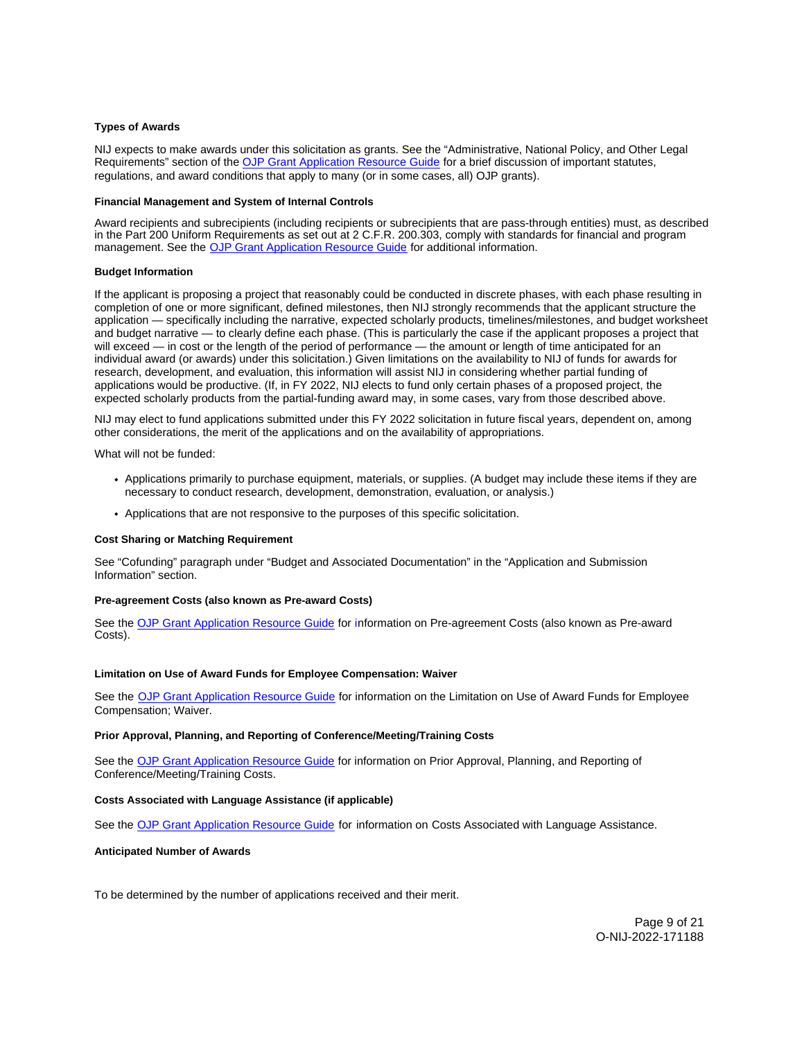**Types of Awards**

NIJ expects to make awards under this solicitation as grants. See the "Administrative, National Policy, and Other Legal Requirements" section of the OJP Grant Application Resource Guide for a brief discussion of important statutes, regulations, and award conditions that apply to many (or in some cases, all) OJP grants).

**Financial Management and System of Internal Controls**

Award recipients and subrecipients (including recipients or subrecipients that are pass-through entities) must, as described in the Part 200 Uniform Requirements as set out at 2 C.F.R. 200.303, comply with standards for financial and program management. See the OJP Grant Application Resource Guide for additional information.

**Budget Information**

If the applicant is proposing a project that reasonably could be conducted in discrete phases, with each phase resulting in completion of one or more significant, defined milestones, then NIJ strongly recommends that the applicant structure the application — specifically including the narrative, expected scholarly products, timelines/milestones, and budget worksheet and budget narrative — to clearly define each phase. (This is particularly the case if the applicant proposes a project that will exceed — in cost or the length of the period of performance — the amount or length of time anticipated for an individual award (or awards) under this solicitation.) Given limitations on the availability to NIJ of funds for awards for research, development, and evaluation, this information will assist NIJ in considering whether partial funding of applications would be productive. (If, in FY 2022, NIJ elects to fund only certain phases of a proposed project, the expected scholarly products from the partial-funding award may, in some cases, vary from those described above.

NIJ may elect to fund applications submitted under this FY 2022 solicitation in future fiscal years, dependent on, among other considerations, the merit of the applications and on the availability of appropriations.

What will not be funded:

- Applications primarily to purchase equipment, materials, or supplies. (A budget may include these items if they are necessary to conduct research, development, demonstration, evaluation, or analysis.)
- Applications that are not responsive to the purposes of this specific solicitation.

**Cost Sharing or Matching Requirement**

See "Cofunding" paragraph under "Budget and Associated Documentation" in the "Application and Submission Information" section.

**Pre-agreement Costs (also known as Pre-award Costs)**

See the OJP Grant Application Resource Guide for information on Pre-agreement Costs (also known as Pre-award Costs).

**Limitation on Use of Award Funds for Employee Compensation: Waiver**

See the OJP Grant Application Resource Guide for information on the Limitation on Use of Award Funds for Employee Compensation; Waiver.

**Prior Approval, Planning, and Reporting of Conference/Meeting/Training Costs**

See the OJP Grant Application Resource Guide for information on Prior Approval, Planning, and Reporting of Conference/Meeting/Training Costs.

**Costs Associated with Language Assistance (if applicable)**

See the OJP Grant Application Resource Guide for information on Costs Associated with Language Assistance.

**Anticipated Number of Awards**

To be determined by the number of applications received and their merit.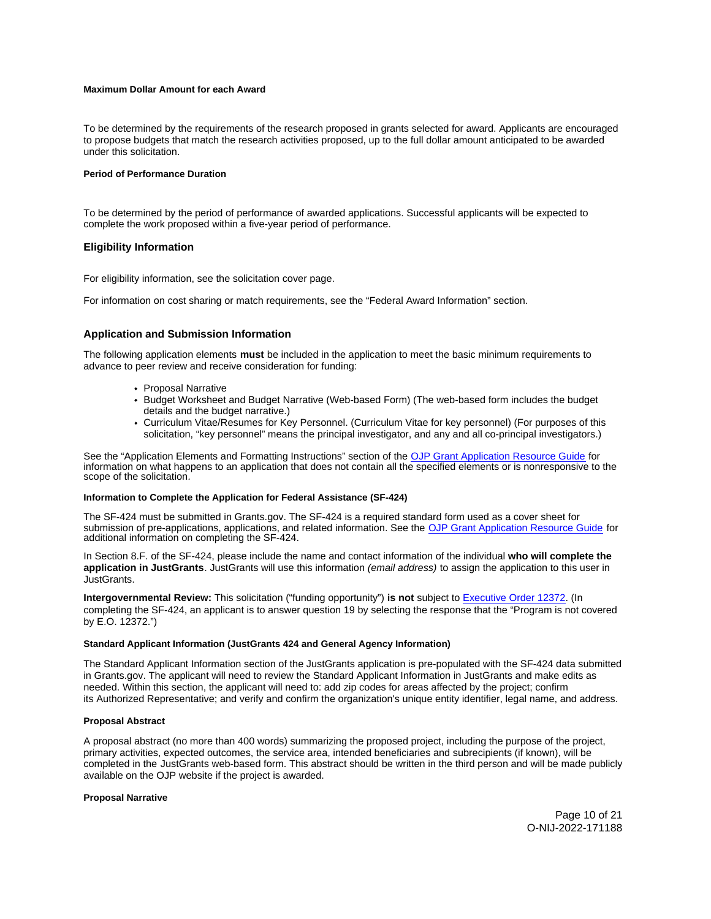**Maximum Dollar Amount for each Award**

To be determined by the requirements of the research proposed in grants selected for award. Applicants are encouraged to propose budgets that match the research activities proposed, up to the full dollar amount anticipated to be awarded under this solicitation.

**Period of Performance Duration**

To be determined by the period of performance of awarded applications. Successful applicants will be expected to complete the work proposed within a five-year period of performance.

## Eligibility Information

For eligibility information, see the solicitation cover page.

For information on cost sharing or match requirements, see the "Federal Award Information" section.

## Application and Submission Information

The following application elements **must** be included in the application to meet the basic minimum requirements to advance to peer review and receive consideration for funding:

- Proposal Narrative
- Budget Worksheet and Budget Narrative (Web-based Form) (The web-based form includes the budget details and the budget narrative.)
- Curriculum Vitae/Resumes for Key Personnel. (Curriculum Vitae for key personnel) (For purposes of this solicitation, "key personnel" means the principal investigator, and any and all co-principal investigators.)

See the "Application Elements and Formatting Instructions" section of the OJP Grant Application Resource Guide for information on what happens to an application that does not contain all the specified elements or is nonresponsive to the scope of the solicitation.

**Information to Complete the Application for Federal Assistance (SF-424)**

The SF-424 must be submitted in Grants.gov. The SF-424 is a required standard form used as a cover sheet for submission of pre-applications, applications, and related information. See the OJP Grant Application Resource Guide for additional information on completing the SF-424.

In Section 8.F. of the SF-424, please include the name and contact information of the individual **who will complete the application in JustGrants**. JustGrants will use this information *(email address)* to assign the application to this user in JustGrants.

**Intergovernmental Review:** This solicitation ("funding opportunity") **is not** subject to Executive Order 12372. (In completing the SF-424, an applicant is to answer question 19 by selecting the response that the "Program is not covered by E.O. 12372.")

**Standard Applicant Information (JustGrants 424 and General Agency Information)**

The Standard Applicant Information section of the JustGrants application is pre-populated with the SF-424 data submitted in Grants.gov. The applicant will need to review the Standard Applicant Information in JustGrants and make edits as needed. Within this section, the applicant will need to: add zip codes for areas affected by the project; confirm its Authorized Representative; and verify and confirm the organization's unique entity identifier, legal name, and address.

**Proposal Abstract**

A proposal abstract (no more than 400 words) summarizing the proposed project, including the purpose of the project, primary activities, expected outcomes, the service area, intended beneficiaries and subrecipients (if known), will be completed in the JustGrants web-based form. This abstract should be written in the third person and will be made publicly available on the OJP website if the project is awarded.

**Proposal Narrative**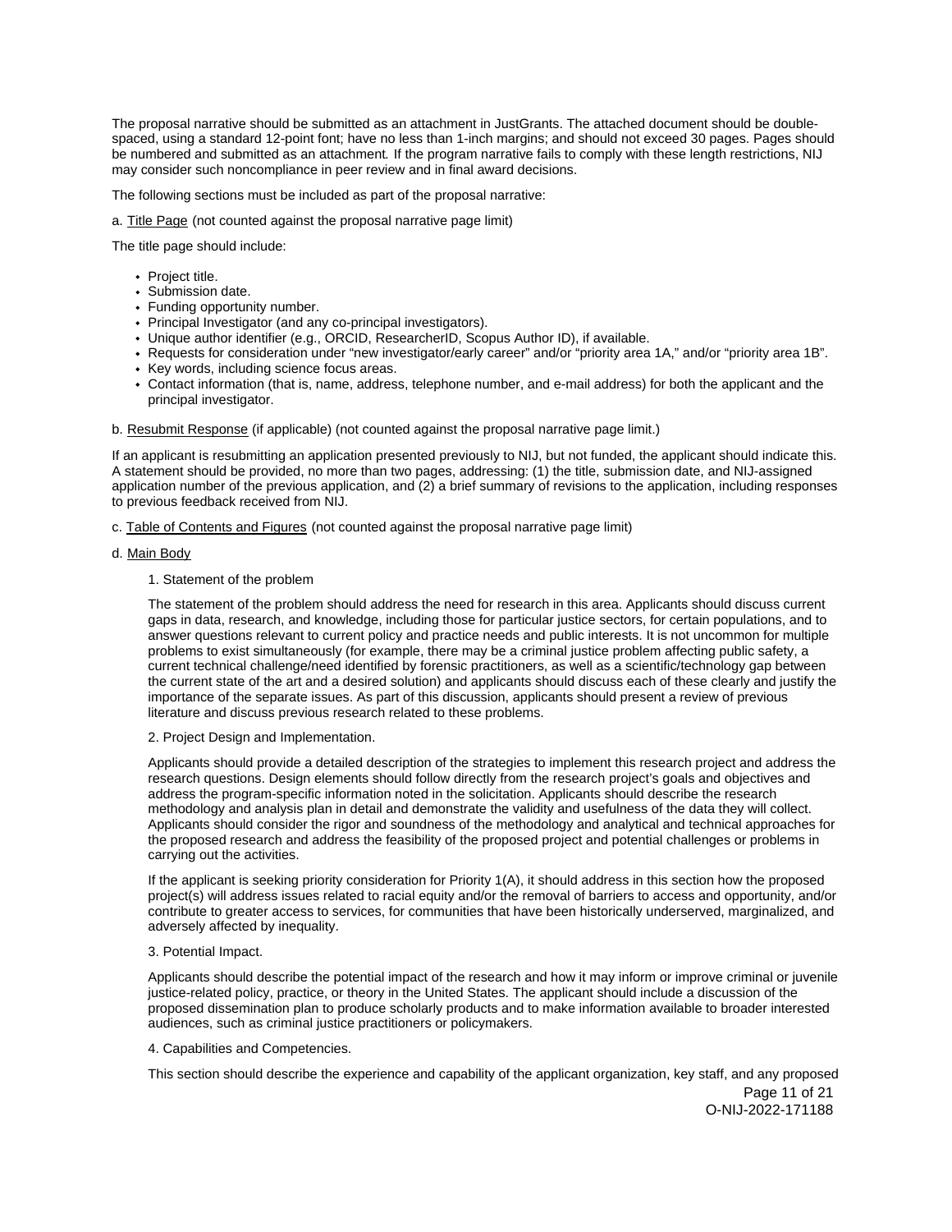The proposal narrative should be submitted as an attachment in JustGrants. The attached document should be double-spaced, using a standard 12-point font; have no less than 1-inch margins; and should not exceed 30 pages. Pages should be numbered and submitted as an attachment. If the program narrative fails to comply with these length restrictions, NIJ may consider such noncompliance in peer review and in final award decisions.

The following sections must be included as part of the proposal narrative:

a. Title Page (not counted against the proposal narrative page limit)

The title page should include:

- Project title.
- Submission date.
- Funding opportunity number.
- Principal Investigator (and any co-principal investigators).
- Unique author identifier (e.g., ORCID, ResearcherID, Scopus Author ID), if available.
- Requests for consideration under "new investigator/early career" and/or "priority area 1A," and/or "priority area 1B".
- Key words, including science focus areas.
- Contact information (that is, name, address, telephone number, and e-mail address) for both the applicant and the principal investigator.

b. Resubmit Response (if applicable) (not counted against the proposal narrative page limit.)

If an applicant is resubmitting an application presented previously to NIJ, but not funded, the applicant should indicate this. A statement should be provided, no more than two pages, addressing: (1) the title, submission date, and NIJ-assigned application number of the previous application, and (2) a brief summary of revisions to the application, including responses to previous feedback received from NIJ.

c. Table of Contents and Figures (not counted against the proposal narrative page limit)

d. Main Body

1. Statement of the problem

The statement of the problem should address the need for research in this area. Applicants should discuss current gaps in data, research, and knowledge, including those for particular justice sectors, for certain populations, and to answer questions relevant to current policy and practice needs and public interests. It is not uncommon for multiple problems to exist simultaneously (for example, there may be a criminal justice problem affecting public safety, a current technical challenge/need identified by forensic practitioners, as well as a scientific/technology gap between the current state of the art and a desired solution) and applicants should discuss each of these clearly and justify the importance of the separate issues. As part of this discussion, applicants should present a review of previous literature and discuss previous research related to these problems.

2. Project Design and Implementation.

Applicants should provide a detailed description of the strategies to implement this research project and address the research questions. Design elements should follow directly from the research project's goals and objectives and address the program-specific information noted in the solicitation. Applicants should describe the research methodology and analysis plan in detail and demonstrate the validity and usefulness of the data they will collect. Applicants should consider the rigor and soundness of the methodology and analytical and technical approaches for the proposed research and address the feasibility of the proposed project and potential challenges or problems in carrying out the activities.

If the applicant is seeking priority consideration for Priority 1(A), it should address in this section how the proposed project(s) will address issues related to racial equity and/or the removal of barriers to access and opportunity, and/or contribute to greater access to services, for communities that have been historically underserved, marginalized, and adversely affected by inequality.

3. Potential Impact.

Applicants should describe the potential impact of the research and how it may inform or improve criminal or juvenile justice-related policy, practice, or theory in the United States. The applicant should include a discussion of the proposed dissemination plan to produce scholarly products and to make information available to broader interested audiences, such as criminal justice practitioners or policymakers.

4. Capabilities and Competencies.

This section should describe the experience and capability of the applicant organization, key staff, and any proposed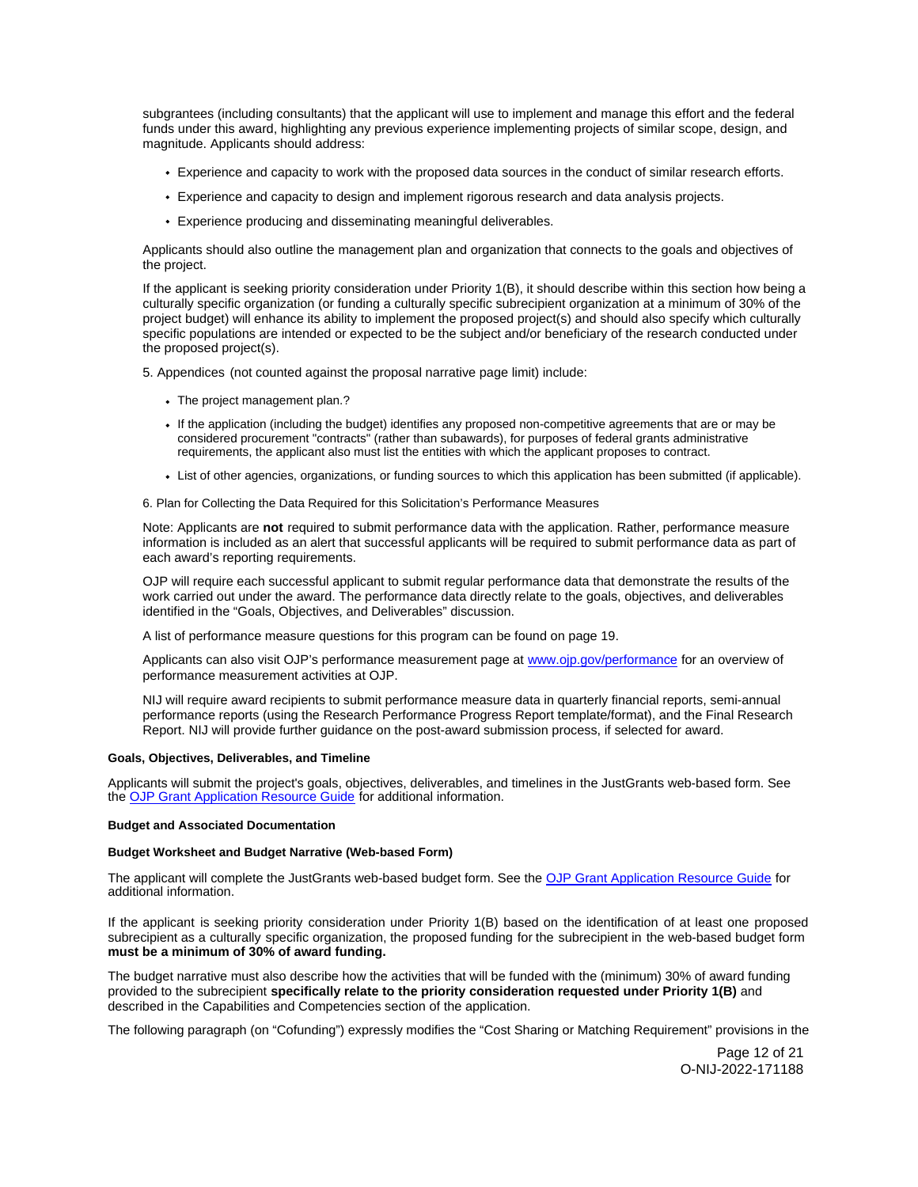subgrantees (including consultants) that the applicant will use to implement and manage this effort and the federal funds under this award, highlighting any previous experience implementing projects of similar scope, design, and magnitude. Applicants should address:

- Experience and capacity to work with the proposed data sources in the conduct of similar research efforts.
- Experience and capacity to design and implement rigorous research and data analysis projects.
- Experience producing and disseminating meaningful deliverables.

Applicants should also outline the management plan and organization that connects to the goals and objectives of the project.

If the applicant is seeking priority consideration under Priority 1(B), it should describe within this section how being a culturally specific organization (or funding a culturally specific subrecipient organization at a minimum of 30% of the project budget) will enhance its ability to implement the proposed project(s) and should also specify which culturally specific populations are intended or expected to be the subject and/or beneficiary of the research conducted under the proposed project(s).

5. Appendices (not counted against the proposal narrative page limit) include:

- The project management plan.?
- If the application (including the budget) identifies any proposed non-competitive agreements that are or may be considered procurement "contracts" (rather than subawards), for purposes of federal grants administrative requirements, the applicant also must list the entities with which the applicant proposes to contract.
- List of other agencies, organizations, or funding sources to which this application has been submitted (if applicable).

6. Plan for Collecting the Data Required for this Solicitation's Performance Measures

Note: Applicants are **not** required to submit performance data with the application. Rather, performance measure information is included as an alert that successful applicants will be required to submit performance data as part of each award's reporting requirements.

OJP will require each successful applicant to submit regular performance data that demonstrate the results of the work carried out under the award. The performance data directly relate to the goals, objectives, and deliverables identified in the "Goals, Objectives, and Deliverables" discussion.

A list of performance measure questions for this program can be found on page 19.

Applicants can also visit OJP's performance measurement page at [www.ojp.gov/performance](www.ojp.gov/performance) for an overview of performance measurement activities at OJP.

NIJ will require award recipients to submit performance measure data in quarterly financial reports, semi-annual performance reports (using the Research Performance Progress Report template/format), and the Final Research Report. NIJ will provide further guidance on the post-award submission process, if selected for award.

**Goals, Objectives, Deliverables, and Timeline**

Applicants will submit the project's goals, objectives, deliverables, and timelines in the JustGrants web-based form. See the [OJP Grant Application Resource Guide]() for additional information.

**Budget and Associated Documentation**

**Budget Worksheet and Budget Narrative (Web-based Form)**

The applicant will complete the JustGrants web-based budget form. See the [OJP Grant Application Resource Guide]() for additional information.

If the applicant is seeking priority consideration under Priority 1(B) based on the identification of at least one proposed subrecipient as a culturally specific organization, the proposed funding for the subrecipient in the web-based budget form **must be a minimum of 30% of award funding.**

The budget narrative must also describe how the activities that will be funded with the (minimum) 30% of award funding provided to the subrecipient **specifically relate to the priority consideration requested under Priority 1(B)** and described in the Capabilities and Competencies section of the application.

The following paragraph (on "Cofunding") expressly modifies the "Cost Sharing or Matching Requirement" provisions in the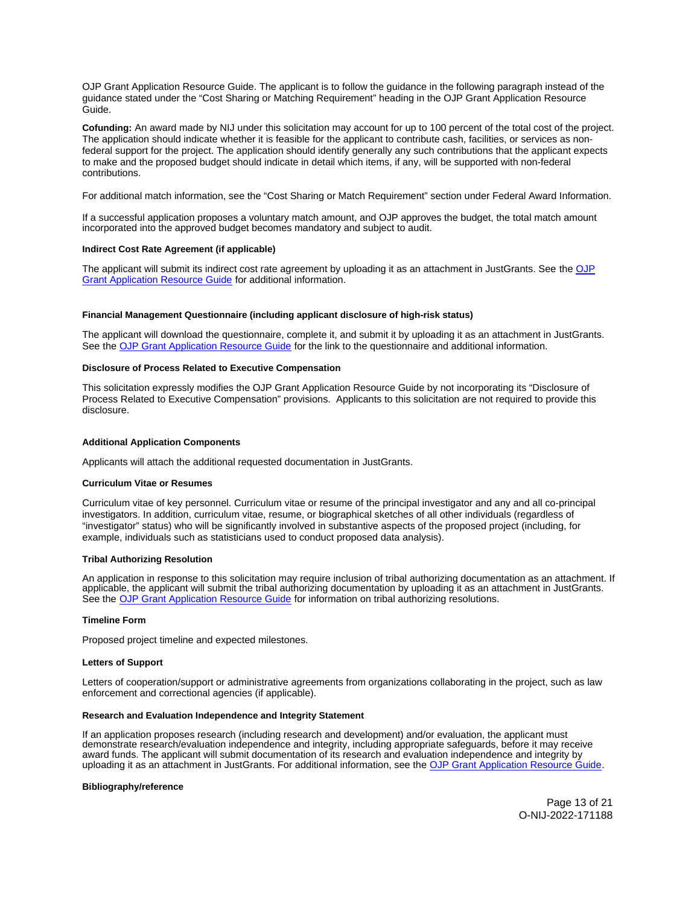OJP Grant Application Resource Guide. The applicant is to follow the guidance in the following paragraph instead of the guidance stated under the "Cost Sharing or Matching Requirement" heading in the OJP Grant Application Resource Guide.

**Cofunding:** An award made by NIJ under this solicitation may account for up to 100 percent of the total cost of the project. The application should indicate whether it is feasible for the applicant to contribute cash, facilities, or services as non-federal support for the project. The application should identify generally any such contributions that the applicant expects to make and the proposed budget should indicate in detail which items, if any, will be supported with non-federal contributions.

For additional match information, see the "Cost Sharing or Match Requirement" section under Federal Award Information.

If a successful application proposes a voluntary match amount, and OJP approves the budget, the total match amount incorporated into the approved budget becomes mandatory and subject to audit.

#### Indirect Cost Rate Agreement (if applicable)

The applicant will submit its indirect cost rate agreement by uploading it as an attachment in JustGrants. See the OJP Grant Application Resource Guide for additional information.

#### Financial Management Questionnaire (including applicant disclosure of high-risk status)

The applicant will download the questionnaire, complete it, and submit it by uploading it as an attachment in JustGrants. See the OJP Grant Application Resource Guide for the link to the questionnaire and additional information.

#### Disclosure of Process Related to Executive Compensation

This solicitation expressly modifies the OJP Grant Application Resource Guide by not incorporating its "Disclosure of Process Related to Executive Compensation" provisions. Applicants to this solicitation are not required to provide this disclosure.

#### Additional Application Components

Applicants will attach the additional requested documentation in JustGrants.

#### Curriculum Vitae or Resumes

Curriculum vitae of key personnel. Curriculum vitae or resume of the principal investigator and any and all co-principal investigators. In addition, curriculum vitae, resume, or biographical sketches of all other individuals (regardless of "investigator" status) who will be significantly involved in substantive aspects of the proposed project (including, for example, individuals such as statisticians used to conduct proposed data analysis).

#### Tribal Authorizing Resolution

An application in response to this solicitation may require inclusion of tribal authorizing documentation as an attachment. If applicable, the applicant will submit the tribal authorizing documentation by uploading it as an attachment in JustGrants. See the OJP Grant Application Resource Guide for information on tribal authorizing resolutions.

#### Timeline Form

Proposed project timeline and expected milestones.

#### Letters of Support

Letters of cooperation/support or administrative agreements from organizations collaborating in the project, such as law enforcement and correctional agencies (if applicable).

#### Research and Evaluation Independence and Integrity Statement

If an application proposes research (including research and development) and/or evaluation, the applicant must demonstrate research/evaluation independence and integrity, including appropriate safeguards, before it may receive award funds. The applicant will submit documentation of its research and evaluation independence and integrity by uploading it as an attachment in JustGrants. For additional information, see the OJP Grant Application Resource Guide.

#### Bibliography/reference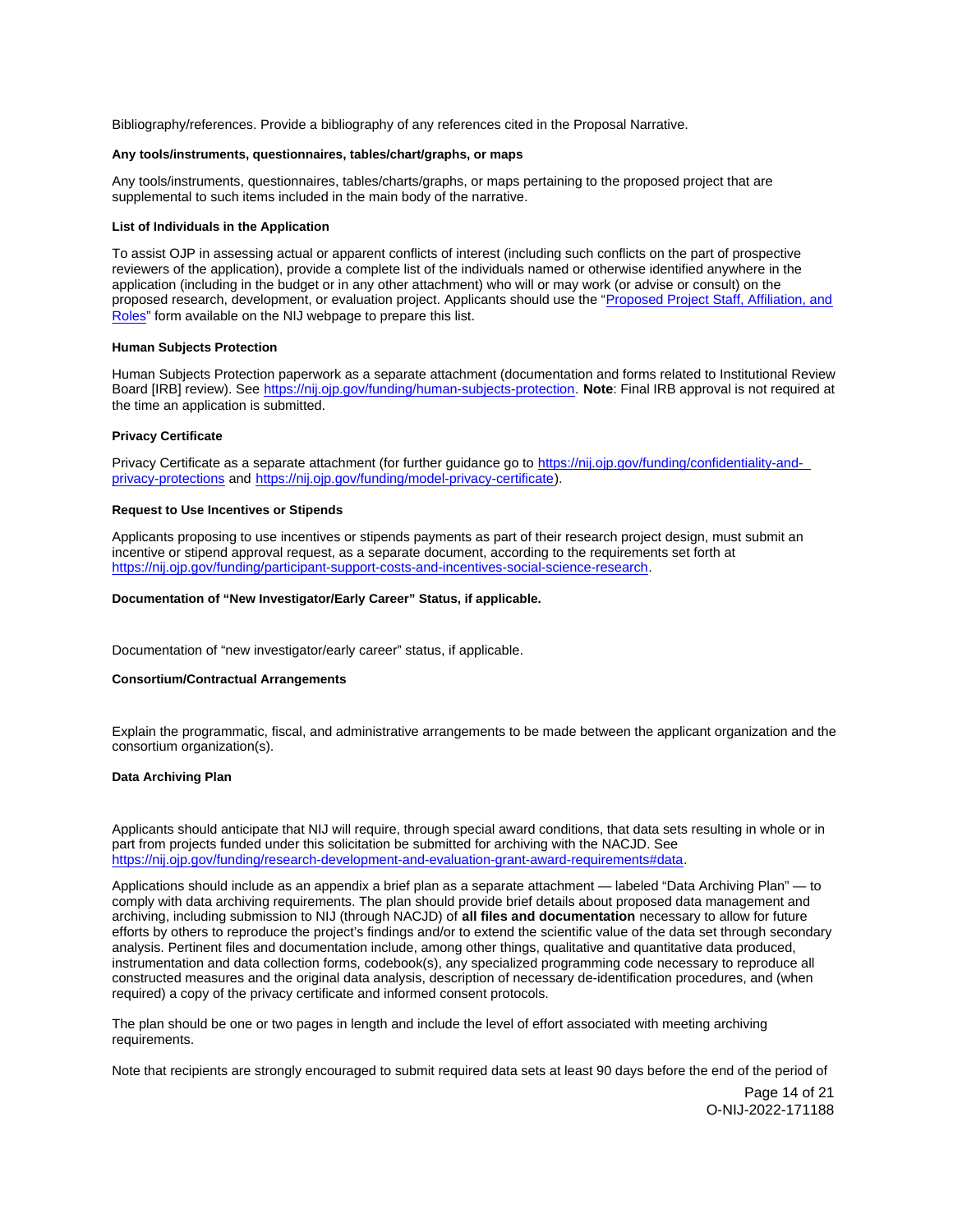Bibliography/references. Provide a bibliography of any references cited in the Proposal Narrative.

**Any tools/instruments, questionnaires, tables/chart/graphs, or maps**

Any tools/instruments, questionnaires, tables/charts/graphs, or maps pertaining to the proposed project that are supplemental to such items included in the main body of the narrative.

**List of Individuals in the Application**

To assist OJP in assessing actual or apparent conflicts of interest (including such conflicts on the part of prospective reviewers of the application), provide a complete list of the individuals named or otherwise identified anywhere in the application (including in the budget or in any other attachment) who will or may work (or advise or consult) on the proposed research, development, or evaluation project. Applicants should use the "Proposed Project Staff, Affiliation, and Roles" form available on the NIJ webpage to prepare this list.

**Human Subjects Protection**

Human Subjects Protection paperwork as a separate attachment (documentation and forms related to Institutional Review Board [IRB] review). See https://nij.ojp.gov/funding/human-subjects-protection. **Note**: Final IRB approval is not required at the time an application is submitted.

**Privacy Certificate**

Privacy Certificate as a separate attachment (for further guidance go to https://nij.ojp.gov/funding/confidentiality-and-privacy-protections and https://nij.ojp.gov/funding/model-privacy-certificate).

**Request to Use Incentives or Stipends**

Applicants proposing to use incentives or stipends payments as part of their research project design, must submit an incentive or stipend approval request, as a separate document, according to the requirements set forth at https://nij.ojp.gov/funding/participant-support-costs-and-incentives-social-science-research.

**Documentation of "New Investigator/Early Career" Status, if applicable.**

Documentation of "new investigator/early career" status, if applicable.

**Consortium/Contractual Arrangements**

Explain the programmatic, fiscal, and administrative arrangements to be made between the applicant organization and the consortium organization(s).

**Data Archiving Plan**

Applicants should anticipate that NIJ will require, through special award conditions, that data sets resulting in whole or in part from projects funded under this solicitation be submitted for archiving with the NACJD. See https://nij.ojp.gov/funding/research-development-and-evaluation-grant-award-requirements#data.

Applications should include as an appendix a brief plan as a separate attachment — labeled "Data Archiving Plan" — to comply with data archiving requirements. The plan should provide brief details about proposed data management and archiving, including submission to NIJ (through NACJD) of **all files and documentation** necessary to allow for future efforts by others to reproduce the project's findings and/or to extend the scientific value of the data set through secondary analysis. Pertinent files and documentation include, among other things, qualitative and quantitative data produced, instrumentation and data collection forms, codebook(s), any specialized programming code necessary to reproduce all constructed measures and the original data analysis, description of necessary de-identification procedures, and (when required) a copy of the privacy certificate and informed consent protocols.

The plan should be one or two pages in length and include the level of effort associated with meeting archiving requirements.

Note that recipients are strongly encouraged to submit required data sets at least 90 days before the end of the period of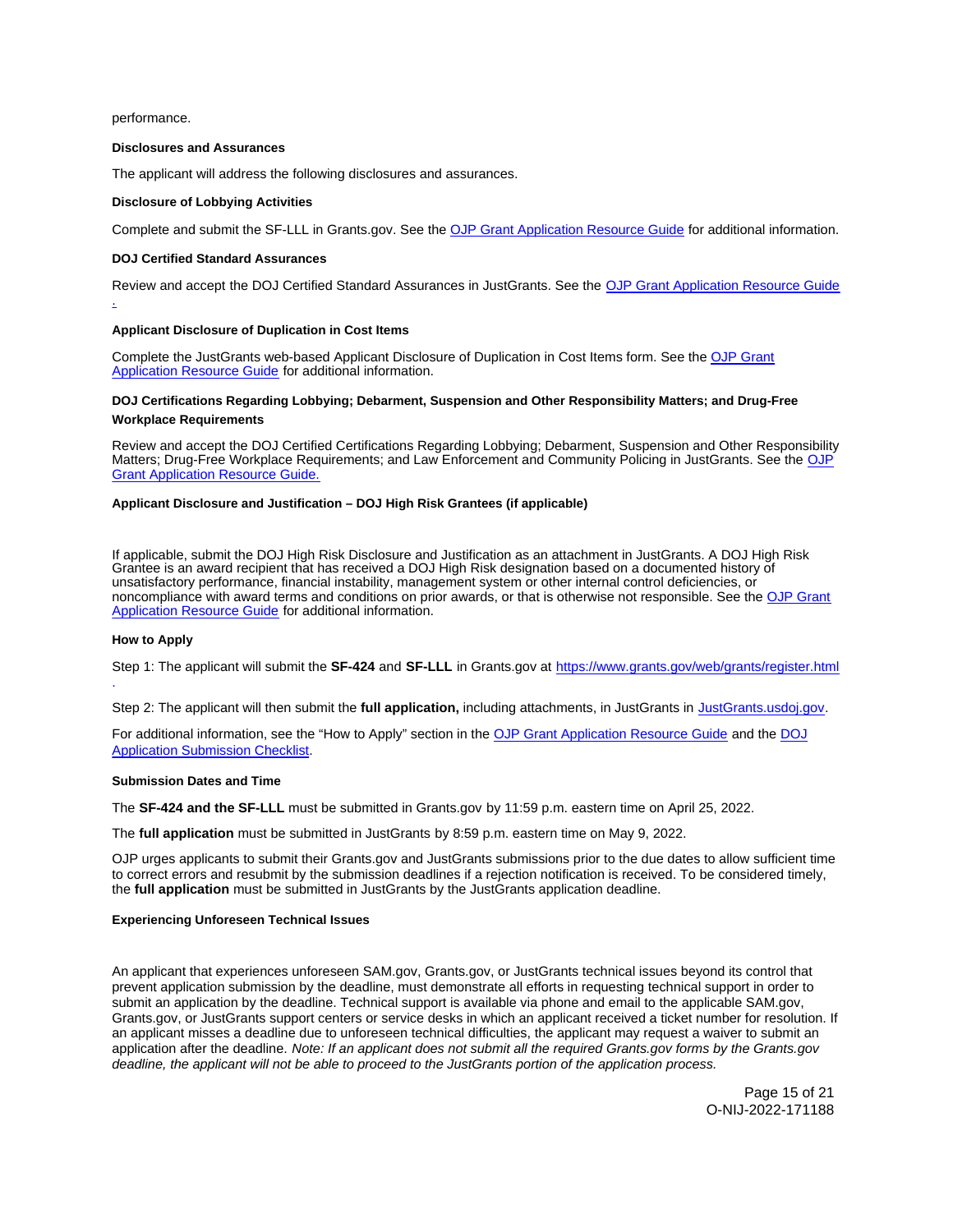performance.

**Disclosures and Assurances**

The applicant will address the following disclosures and assurances.

**Disclosure of Lobbying Activities**

Complete and submit the SF-LLL in Grants.gov. See the [OJP Grant Application Resource Guide] for additional information.

**DOJ Certified Standard Assurances**

Review and accept the DOJ Certified Standard Assurances in JustGrants. See the [OJP Grant Application Resource Guide.]

**Applicant Disclosure of Duplication in Cost Items**

Complete the JustGrants web-based Applicant Disclosure of Duplication in Cost Items form. See the [OJP Grant Application Resource Guide] for additional information.

**DOJ Certifications Regarding Lobbying; Debarment, Suspension and Other Responsibility Matters; and Drug-Free Workplace Requirements**

Review and accept the DOJ Certified Certifications Regarding Lobbying; Debarment, Suspension and Other Responsibility Matters; Drug-Free Workplace Requirements; and Law Enforcement and Community Policing in JustGrants. See the [OJP Grant Application Resource Guide.]

**Applicant Disclosure and Justification – DOJ High Risk Grantees (if applicable)**

If applicable, submit the DOJ High Risk Disclosure and Justification as an attachment in JustGrants. A DOJ High Risk Grantee is an award recipient that has received a DOJ High Risk designation based on a documented history of unsatisfactory performance, financial instability, management system or other internal control deficiencies, or noncompliance with award terms and conditions on prior awards, or that is otherwise not responsible. See the [OJP Grant Application Resource Guide] for additional information.

**How to Apply**

Step 1: The applicant will submit the **SF-424** and **SF-LLL** in Grants.gov at https://www.grants.gov/web/grants/register.html.

Step 2: The applicant will then submit the **full application,** including attachments, in JustGrants in JustGrants.usdoj.gov.

For additional information, see the "How to Apply" section in the [OJP Grant Application Resource Guide] and the [DOJ Application Submission Checklist].

**Submission Dates and Time**

The **SF-424 and the SF-LLL** must be submitted in Grants.gov by 11:59 p.m. eastern time on April 25, 2022.

The **full application** must be submitted in JustGrants by 8:59 p.m. eastern time on May 9, 2022.

OJP urges applicants to submit their Grants.gov and JustGrants submissions prior to the due dates to allow sufficient time to correct errors and resubmit by the submission deadlines if a rejection notification is received. To be considered timely, the **full application** must be submitted in JustGrants by the JustGrants application deadline.

**Experiencing Unforeseen Technical Issues**

An applicant that experiences unforeseen SAM.gov, Grants.gov, or JustGrants technical issues beyond its control that prevent application submission by the deadline, must demonstrate all efforts in requesting technical support in order to submit an application by the deadline. Technical support is available via phone and email to the applicable SAM.gov, Grants.gov, or JustGrants support centers or service desks in which an applicant received a ticket number for resolution. If an applicant misses a deadline due to unforeseen technical difficulties, the applicant may request a waiver to submit an application after the deadline. *Note: If an applicant does not submit all the required Grants.gov forms by the Grants.gov deadline, the applicant will not be able to proceed to the JustGrants portion of the application process.*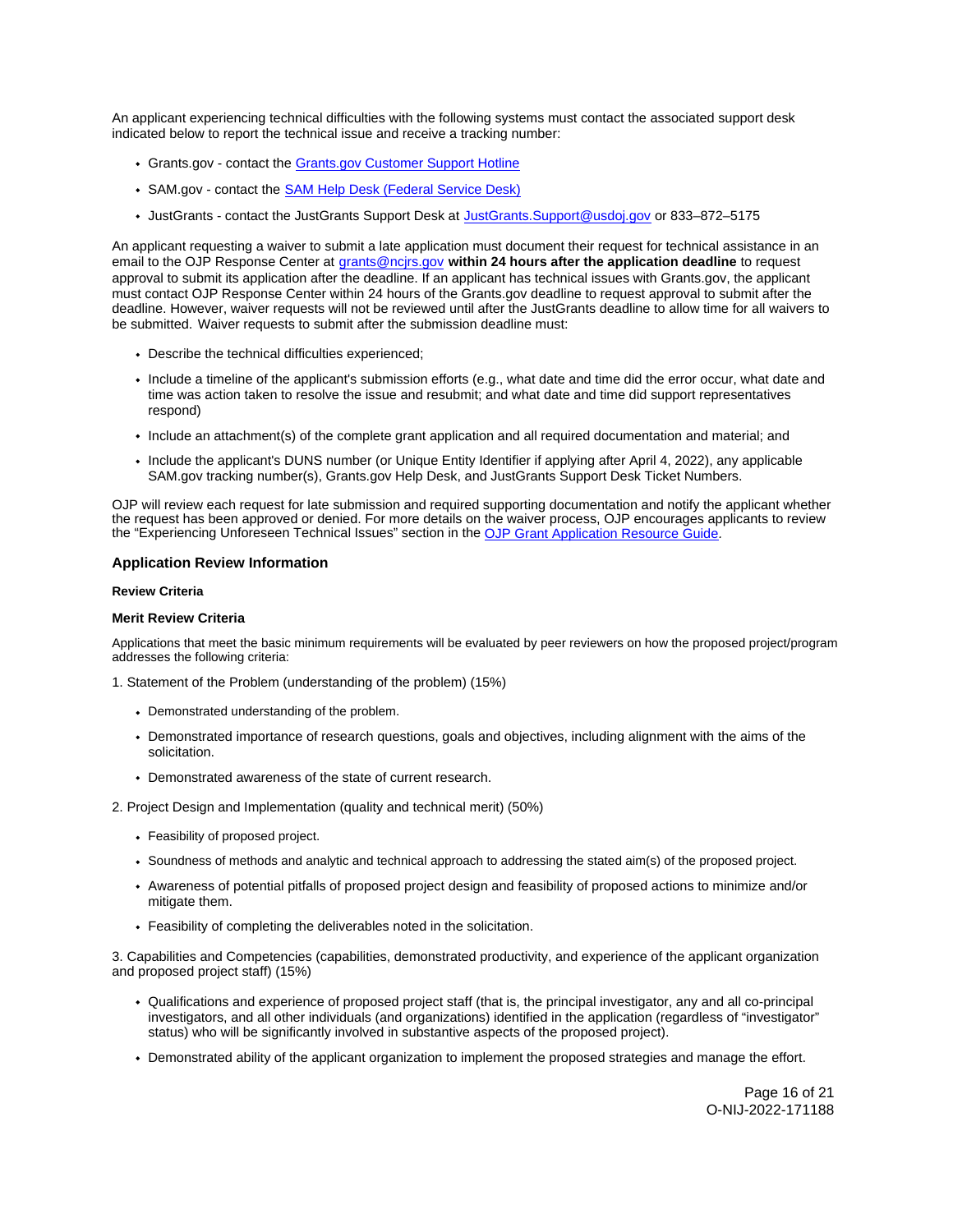An applicant experiencing technical difficulties with the following systems must contact the associated support desk indicated below to report the technical issue and receive a tracking number:

- Grants.gov - contact the [Grants.gov Customer Support Hotline]
- SAM.gov - contact the [SAM Help Desk (Federal Service Desk)]
- JustGrants - contact the JustGrants Support Desk at JustGrants.Support@usdoj.gov or 833–872–5175

An applicant requesting a waiver to submit a late application must document their request for technical assistance in an email to the OJP Response Center at grants@ncjrs.gov **within 24 hours after the application deadline** to request approval to submit its application after the deadline. If an applicant has technical issues with Grants.gov, the applicant must contact OJP Response Center within 24 hours of the Grants.gov deadline to request approval to submit after the deadline. However, waiver requests will not be reviewed until after the JustGrants deadline to allow time for all waivers to be submitted. Waiver requests to submit after the submission deadline must:

- Describe the technical difficulties experienced;
- Include a timeline of the applicant's submission efforts (e.g., what date and time did the error occur, what date and time was action taken to resolve the issue and resubmit; and what date and time did support representatives respond)
- Include an attachment(s) of the complete grant application and all required documentation and material; and
- Include the applicant's DUNS number (or Unique Entity Identifier if applying after April 4, 2022), any applicable SAM.gov tracking number(s), Grants.gov Help Desk, and JustGrants Support Desk Ticket Numbers.

OJP will review each request for late submission and required supporting documentation and notify the applicant whether the request has been approved or denied. For more details on the waiver process, OJP encourages applicants to review the "Experiencing Unforeseen Technical Issues" section in the [OJP Grant Application Resource Guide].

## Application Review Information

#### Review Criteria

#### Merit Review Criteria

Applications that meet the basic minimum requirements will be evaluated by peer reviewers on how the proposed project/program addresses the following criteria:

1. Statement of the Problem (understanding of the problem) (15%)

- Demonstrated understanding of the problem.
- Demonstrated importance of research questions, goals and objectives, including alignment with the aims of the solicitation.
- Demonstrated awareness of the state of current research.

2. Project Design and Implementation (quality and technical merit) (50%)

- Feasibility of proposed project.
- Soundness of methods and analytic and technical approach to addressing the stated aim(s) of the proposed project.
- Awareness of potential pitfalls of proposed project design and feasibility of proposed actions to minimize and/or mitigate them.
- Feasibility of completing the deliverables noted in the solicitation.

3. Capabilities and Competencies (capabilities, demonstrated productivity, and experience of the applicant organization and proposed project staff) (15%)

- Qualifications and experience of proposed project staff (that is, the principal investigator, any and all co-principal investigators, and all other individuals (and organizations) identified in the application (regardless of "investigator" status) who will be significantly involved in substantive aspects of the proposed project).
- Demonstrated ability of the applicant organization to implement the proposed strategies and manage the effort.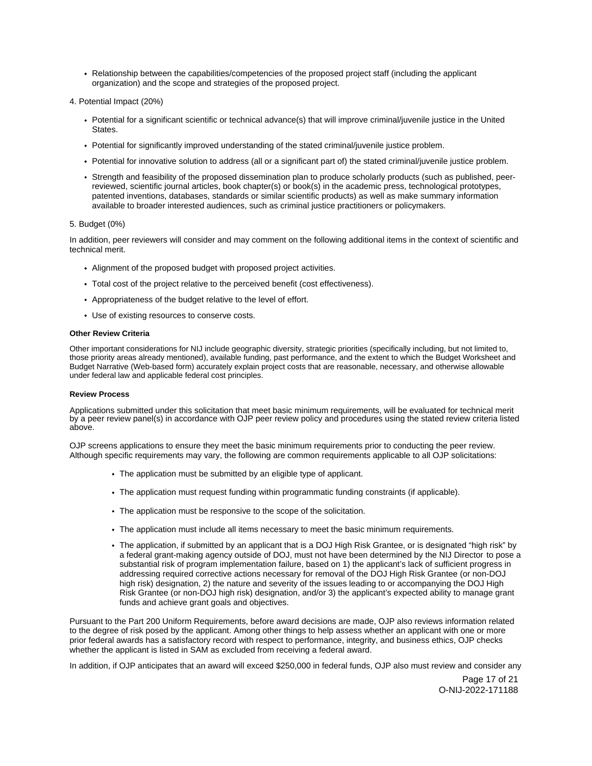- Relationship between the capabilities/competencies of the proposed project staff (including the applicant organization) and the scope and strategies of the proposed project.

4. Potential Impact (20%)

- Potential for a significant scientific or technical advance(s) that will improve criminal/juvenile justice in the United States.
- Potential for significantly improved understanding of the stated criminal/juvenile justice problem.
- Potential for innovative solution to address (all or a significant part of) the stated criminal/juvenile justice problem.
- Strength and feasibility of the proposed dissemination plan to produce scholarly products (such as published, peer-reviewed, scientific journal articles, book chapter(s) or book(s) in the academic press, technological prototypes, patented inventions, databases, standards or similar scientific products) as well as make summary information available to broader interested audiences, such as criminal justice practitioners or policymakers.

5. Budget (0%)

In addition, peer reviewers will consider and may comment on the following additional items in the context of scientific and technical merit.

- Alignment of the proposed budget with proposed project activities.
- Total cost of the project relative to the perceived benefit (cost effectiveness).
- Appropriateness of the budget relative to the level of effort.
- Use of existing resources to conserve costs.

**Other Review Criteria**

Other important considerations for NIJ include geographic diversity, strategic priorities (specifically including, but not limited to, those priority areas already mentioned), available funding, past performance, and the extent to which the Budget Worksheet and Budget Narrative (Web-based form) accurately explain project costs that are reasonable, necessary, and otherwise allowable under federal law and applicable federal cost principles.

**Review Process**

Applications submitted under this solicitation that meet basic minimum requirements, will be evaluated for technical merit by a peer review panel(s) in accordance with OJP peer review policy and procedures using the stated review criteria listed above.

OJP screens applications to ensure they meet the basic minimum requirements prior to conducting the peer review. Although specific requirements may vary, the following are common requirements applicable to all OJP solicitations:

- The application must be submitted by an eligible type of applicant.
- The application must request funding within programmatic funding constraints (if applicable).
- The application must be responsive to the scope of the solicitation.
- The application must include all items necessary to meet the basic minimum requirements.
- The application, if submitted by an applicant that is a DOJ High Risk Grantee, or is designated "high risk" by a federal grant-making agency outside of DOJ, must not have been determined by the NIJ Director to pose a substantial risk of program implementation failure, based on 1) the applicant's lack of sufficient progress in addressing required corrective actions necessary for removal of the DOJ High Risk Grantee (or non-DOJ high risk) designation, 2) the nature and severity of the issues leading to or accompanying the DOJ High Risk Grantee (or non-DOJ high risk) designation, and/or 3) the applicant's expected ability to manage grant funds and achieve grant goals and objectives.

Pursuant to the Part 200 Uniform Requirements, before award decisions are made, OJP also reviews information related to the degree of risk posed by the applicant. Among other things to help assess whether an applicant with one or more prior federal awards has a satisfactory record with respect to performance, integrity, and business ethics, OJP checks whether the applicant is listed in SAM as excluded from receiving a federal award.

In addition, if OJP anticipates that an award will exceed $250,000 in federal funds, OJP also must review and consider any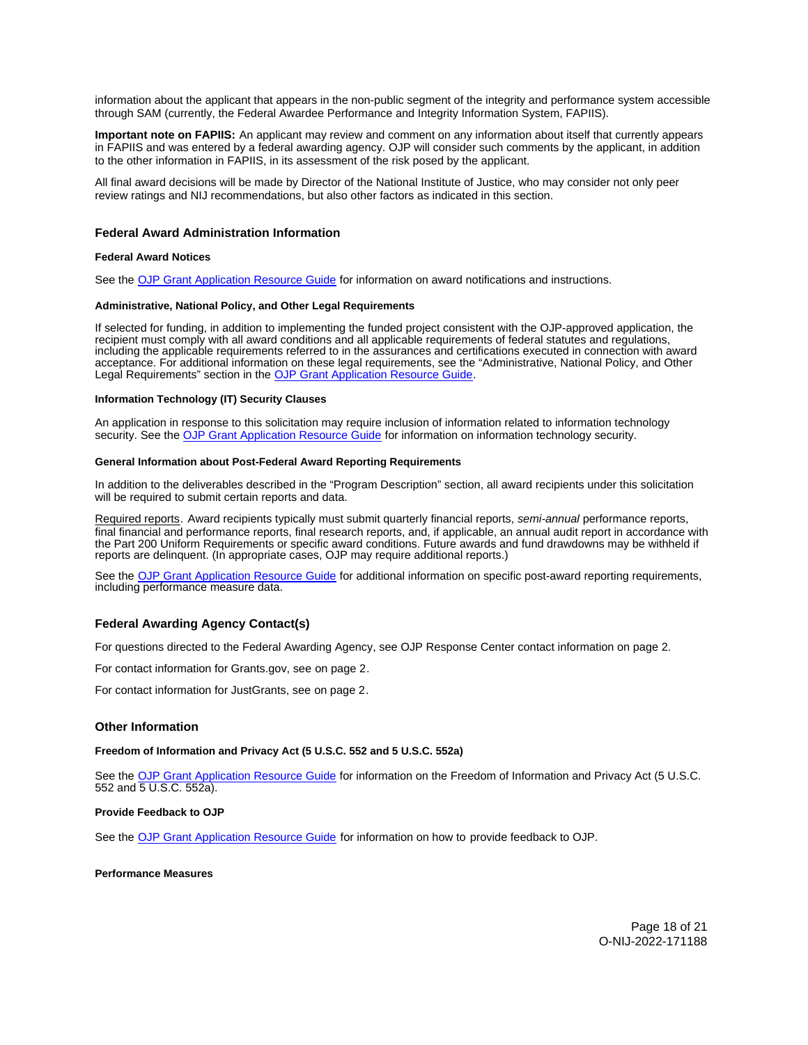information about the applicant that appears in the non-public segment of the integrity and performance system accessible through SAM (currently, the Federal Awardee Performance and Integrity Information System, FAPIIS).

**Important note on FAPIIS:** An applicant may review and comment on any information about itself that currently appears in FAPIIS and was entered by a federal awarding agency. OJP will consider such comments by the applicant, in addition to the other information in FAPIIS, in its assessment of the risk posed by the applicant.

All final award decisions will be made by Director of the National Institute of Justice, who may consider not only peer review ratings and NIJ recommendations, but also other factors as indicated in this section.

## Federal Award Administration Information

#### Federal Award Notices

See the OJP Grant Application Resource Guide for information on award notifications and instructions.

#### Administrative, National Policy, and Other Legal Requirements

If selected for funding, in addition to implementing the funded project consistent with the OJP-approved application, the recipient must comply with all award conditions and all applicable requirements of federal statutes and regulations, including the applicable requirements referred to in the assurances and certifications executed in connection with award acceptance. For additional information on these legal requirements, see the "Administrative, National Policy, and Other Legal Requirements" section in the OJP Grant Application Resource Guide.

#### Information Technology (IT) Security Clauses

An application in response to this solicitation may require inclusion of information related to information technology security. See the OJP Grant Application Resource Guide for information on information technology security.

#### General Information about Post-Federal Award Reporting Requirements

In addition to the deliverables described in the "Program Description" section, all award recipients under this solicitation will be required to submit certain reports and data.

Required reports. Award recipients typically must submit quarterly financial reports, *semi-annual* performance reports, final financial and performance reports, final research reports, and, if applicable, an annual audit report in accordance with the Part 200 Uniform Requirements or specific award conditions. Future awards and fund drawdowns may be withheld if reports are delinquent. (In appropriate cases, OJP may require additional reports.)

See the OJP Grant Application Resource Guide for additional information on specific post-award reporting requirements, including performance measure data.

## Federal Awarding Agency Contact(s)

For questions directed to the Federal Awarding Agency, see OJP Response Center contact information on page 2.

For contact information for Grants.gov, see on page 2.

For contact information for JustGrants, see on page 2.

## Other Information

#### Freedom of Information and Privacy Act (5 U.S.C. 552 and 5 U.S.C. 552a)

See the OJP Grant Application Resource Guide for information on the Freedom of Information and Privacy Act (5 U.S.C. 552 and 5 U.S.C. 552a).

#### Provide Feedback to OJP

See the OJP Grant Application Resource Guide for information on how to provide feedback to OJP.

#### Performance Measures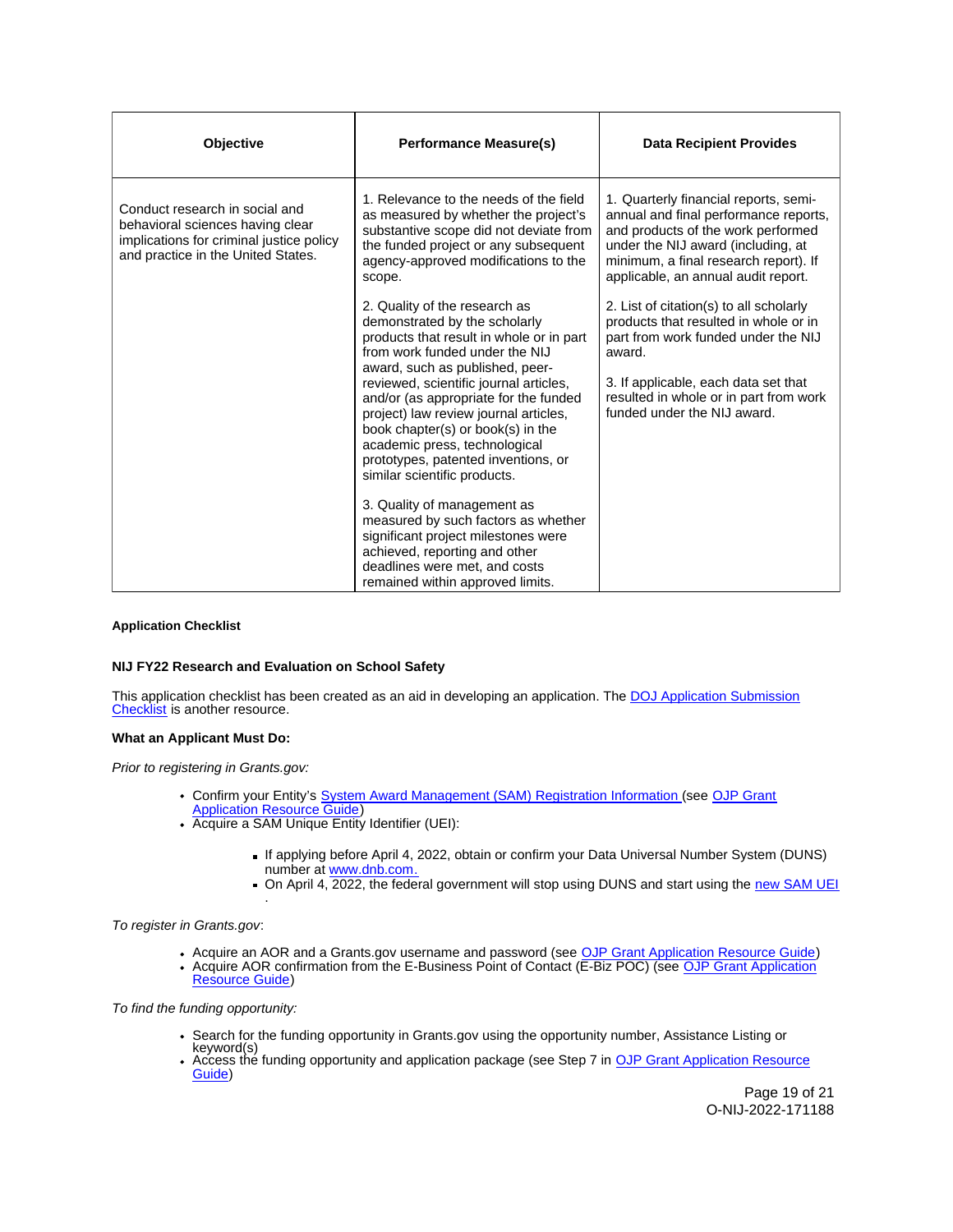| Objective | Performance Measure(s) | Data Recipient Provides |
| --- | --- | --- |
| Conduct research in social and behavioral sciences having clear implications for criminal justice policy and practice in the United States. | 1. Relevance to the needs of the field as measured by whether the project's substantive scope did not deviate from the funded project or any subsequent agency-approved modifications to the scope.<br><br>2. Quality of the research as demonstrated by the scholarly products that result in whole or in part from work funded under the NIJ award, such as published, peer-reviewed, scientific journal articles, and/or (as appropriate for the funded project) law review journal articles, book chapter(s) or book(s) in the academic press, technological prototypes, patented inventions, or similar scientific products.<br><br>3. Quality of management as measured by such factors as whether significant project milestones were achieved, reporting and other deadlines were met, and costs remained within approved limits. | 1. Quarterly financial reports, semi-annual and final performance reports, and products of the work performed under the NIJ award (including, at minimum, a final research report). If applicable, an annual audit report.<br><br>2. List of citation(s) to all scholarly products that resulted in whole or in part from work funded under the NIJ award.<br><br>3. If applicable, each data set that resulted in whole or in part from work funded under the NIJ award. |

**Application Checklist**

**NIJ FY22 Research and Evaluation on School Safety**

This application checklist has been created as an aid in developing an application. The DOJ Application Submission Checklist is another resource.

**What an Applicant Must Do:**

*Prior to registering in Grants.gov:*

- Confirm your Entity's System Award Management (SAM) Registration Information (see OJP Grant Application Resource Guide)
- Acquire a SAM Unique Entity Identifier (UEI):
  - If applying before April 4, 2022, obtain or confirm your Data Universal Number System (DUNS) number at www.dnb.com.
  - On April 4, 2022, the federal government will stop using DUNS and start using the new SAM UEI.

*To register in Grants.gov*:

- Acquire an AOR and a Grants.gov username and password (see OJP Grant Application Resource Guide)
- Acquire AOR confirmation from the E-Business Point of Contact (E-Biz POC) (see OJP Grant Application Resource Guide)

*To find the funding opportunity:*

- Search for the funding opportunity in Grants.gov using the opportunity number, Assistance Listing or keyword(s)
- Access the funding opportunity and application package (see Step 7 in OJP Grant Application Resource Guide)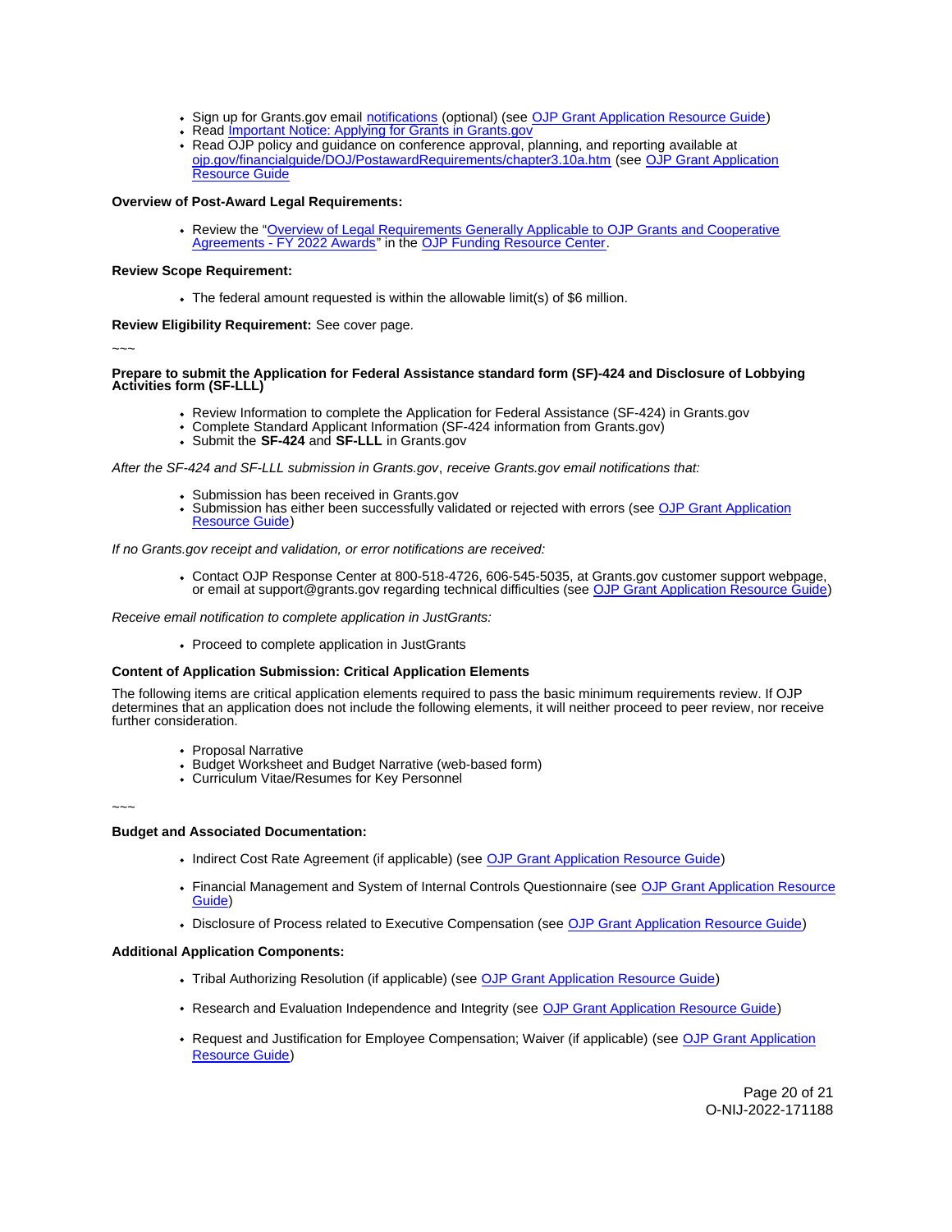- Sign up for Grants.gov email notifications (optional) (see OJP Grant Application Resource Guide)
- Read Important Notice: Applying for Grants in Grants.gov
- Read OJP policy and guidance on conference approval, planning, and reporting available at ojp.gov/financialguide/DOJ/PostawardRequirements/chapter3.10a.htm (see OJP Grant Application Resource Guide

**Overview of Post-Award Legal Requirements:**

- Review the "Overview of Legal Requirements Generally Applicable to OJP Grants and Cooperative Agreements - FY 2022 Awards" in the OJP Funding Resource Center.

**Review Scope Requirement:**

- The federal amount requested is within the allowable limit(s) of $6 million.

**Review Eligibility Requirement:** See cover page.

~~~

**Prepare to submit the Application for Federal Assistance standard form (SF)-424 and Disclosure of Lobbying Activities form (SF-LLL)**

- Review Information to complete the Application for Federal Assistance (SF-424) in Grants.gov
- Complete Standard Applicant Information (SF-424 information from Grants.gov)
- Submit the **SF-424** and **SF-LLL** in Grants.gov

*After the SF-424 and SF-LLL submission in Grants.gov, receive Grants.gov email notifications that:*

- Submission has been received in Grants.gov
- Submission has either been successfully validated or rejected with errors (see OJP Grant Application Resource Guide)

*If no Grants.gov receipt and validation, or error notifications are received:*

- Contact OJP Response Center at 800-518-4726, 606-545-5035, at Grants.gov customer support webpage, or email at support@grants.gov regarding technical difficulties (see OJP Grant Application Resource Guide)

*Receive email notification to complete application in JustGrants:*

- Proceed to complete application in JustGrants

**Content of Application Submission: Critical Application Elements**

The following items are critical application elements required to pass the basic minimum requirements review. If OJP determines that an application does not include the following elements, it will neither proceed to peer review, nor receive further consideration.

- Proposal Narrative
- Budget Worksheet and Budget Narrative (web-based form)
- Curriculum Vitae/Resumes for Key Personnel

~~~

**Budget and Associated Documentation:**

- Indirect Cost Rate Agreement (if applicable) (see OJP Grant Application Resource Guide)
- Financial Management and System of Internal Controls Questionnaire (see OJP Grant Application Resource Guide)
- Disclosure of Process related to Executive Compensation (see OJP Grant Application Resource Guide)

**Additional Application Components:**

- Tribal Authorizing Resolution (if applicable) (see OJP Grant Application Resource Guide)
- Research and Evaluation Independence and Integrity (see OJP Grant Application Resource Guide)
- Request and Justification for Employee Compensation; Waiver (if applicable) (see OJP Grant Application Resource Guide)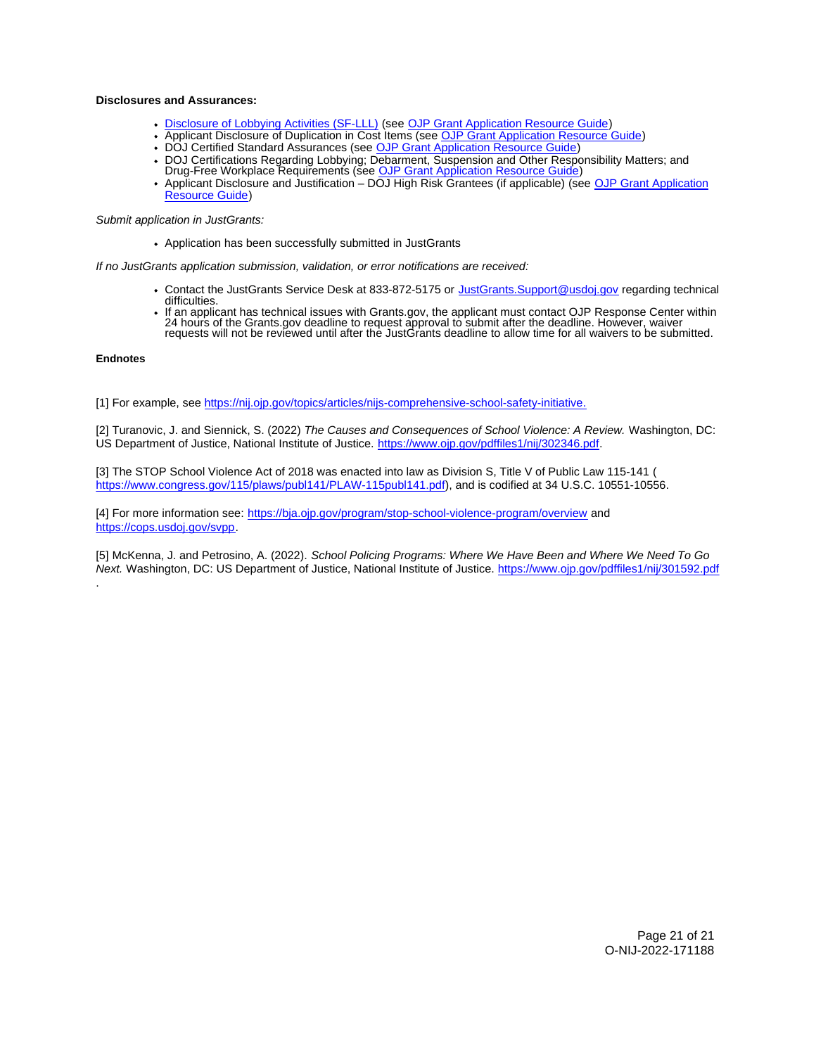**Disclosures and Assurances:**

- Disclosure of Lobbying Activities (SF-LLL) (see OJP Grant Application Resource Guide)
- Applicant Disclosure of Duplication in Cost Items (see OJP Grant Application Resource Guide)
- DOJ Certified Standard Assurances (see OJP Grant Application Resource Guide)
- DOJ Certifications Regarding Lobbying; Debarment, Suspension and Other Responsibility Matters; and Drug-Free Workplace Requirements (see OJP Grant Application Resource Guide)
- Applicant Disclosure and Justification – DOJ High Risk Grantees (if applicable) (see OJP Grant Application Resource Guide)

*Submit application in JustGrants:*

- Application has been successfully submitted in JustGrants

*If no JustGrants application submission, validation, or error notifications are received:*

- Contact the JustGrants Service Desk at 833-872-5175 or JustGrants.Support@usdoj.gov regarding technical difficulties.
- If an applicant has technical issues with Grants.gov, the applicant must contact OJP Response Center within 24 hours of the Grants.gov deadline to request approval to submit after the deadline. However, waiver requests will not be reviewed until after the JustGrants deadline to allow time for all waivers to be submitted.

**Endnotes**

[1] For example, see https://nij.ojp.gov/topics/articles/nijs-comprehensive-school-safety-initiative.

[2] Turanovic, J. and Siennick, S. (2022) *The Causes and Consequences of School Violence: A Review.* Washington, DC: US Department of Justice, National Institute of Justice. https://www.ojp.gov/pdffiles1/nij/302346.pdf.

[3] The STOP School Violence Act of 2018 was enacted into law as Division S, Title V of Public Law 115-141 ( https://www.congress.gov/115/plaws/publ141/PLAW-115publ141.pdf), and is codified at 34 U.S.C. 10551-10556.

[4] For more information see: https://bja.ojp.gov/program/stop-school-violence-program/overview and https://cops.usdoj.gov/svpp.

[5] McKenna, J. and Petrosino, A. (2022). *School Policing Programs: Where We Have Been and Where We Need To Go Next.* Washington, DC: US Department of Justice, National Institute of Justice. https://www.ojp.gov/pdffiles1/nij/301592.pdf .

O-NIJ-2022-171188